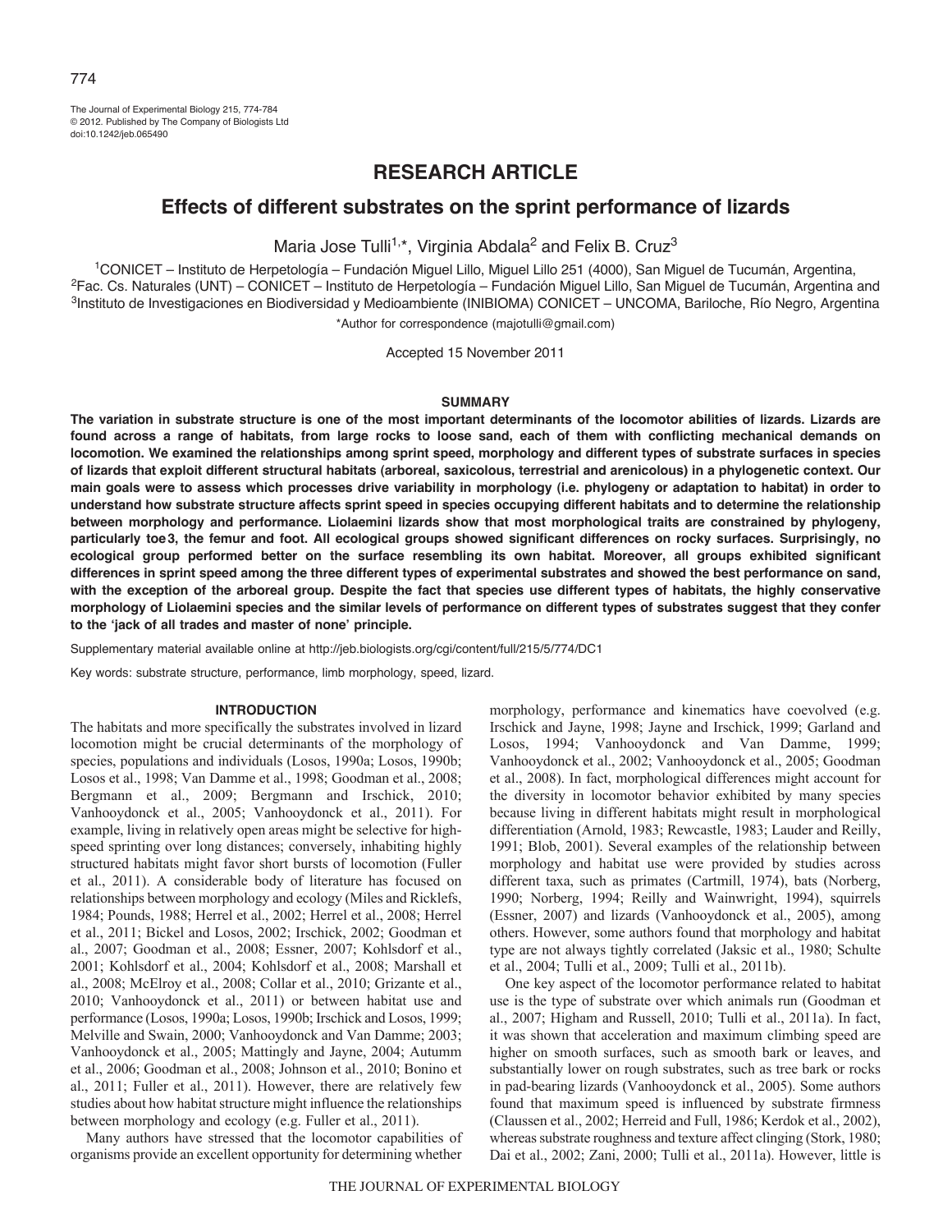RESEARCH ARTICLE

# Effects of different substrates on the sprint performance of lizards

Maria Jose Tulli[1,*], Virginia Abdala[2] and Felix B. Cruz[3]

[1]CONICET – Instituto de Herpetología – Fundación Miguel Lillo, Miguel Lillo 251 (4000), San Miguel de Tucumán, Argentina,
[2]Fac. Cs. Naturales (UNT) – CONICET – Instituto de Herpetología – Fundación Miguel Lillo, San Miguel de Tucumán, Argentina and
[3]Instituto de Investigaciones en Biodiversidad y Medioambiente (INIBIOMA) CONICET – UNCOMA, Bariloche, Río Negro, Argentina

*Author for correspondence (majotulli@gmail.com)

Accepted 15 November 2011

## SUMMARY

**The variation in substrate structure is one of the most important determinants of the locomotor abilities of lizards. Lizards are found across a range of habitats, from large rocks to loose sand, each of them with conflicting mechanical demands on locomotion. We examined the relationships among sprint speed, morphology and different types of substrate surfaces in species of lizards that exploit different structural habitats (arboreal, saxicolous, terrestrial and arenicolous) in a phylogenetic context. Our main goals were to assess which processes drive variability in morphology (i.e. phylogeny or adaptation to habitat) in order to understand how substrate structure affects sprint speed in species occupying different habitats and to determine the relationship between morphology and performance. Liolaemini lizards show that most morphological traits are constrained by phylogeny, particularly toe 3, the femur and foot. All ecological groups showed significant differences on rocky surfaces. Surprisingly, no ecological group performed better on the surface resembling its own habitat. Moreover, all groups exhibited significant differences in sprint speed among the three different types of experimental substrates and showed the best performance on sand, with the exception of the arboreal group. Despite the fact that species use different types of habitats, the highly conservative morphology of Liolaemini species and the similar levels of performance on different types of substrates suggest that they confer to the 'jack of all trades and master of none' principle.**

Supplementary material available online at http://jeb.biologists.org/cgi/content/full/215/5/774/DC1

Key words: substrate structure, performance, limb morphology, speed, lizard.

## INTRODUCTION

The habitats and more specifically the substrates involved in lizard locomotion might be crucial determinants of the morphology of species, populations and individuals (Losos, 1990a; Losos, 1990b; Losos et al., 1998; Van Damme et al., 1998; Goodman et al., 2008; Bergmann et al., 2009; Bergmann and Irschick, 2010; Vanhooydonck et al., 2005; Vanhooydonck et al., 2011). For example, living in relatively open areas might be selective for high-speed sprinting over long distances; conversely, inhabiting highly structured habitats might favor short bursts of locomotion (Fuller et al., 2011). A considerable body of literature has focused on relationships between morphology and ecology (Miles and Ricklefs, 1984; Pounds, 1988; Herrel et al., 2002; Herrel et al., 2008; Herrel et al., 2011; Bickel and Losos, 2002; Irschick, 2002; Goodman et al., 2007; Goodman et al., 2008; Essner, 2007; Kohlsdorf et al., 2001; Kohlsdorf et al., 2004; Kohlsdorf et al., 2008; Marshall et al., 2008; McElroy et al., 2008; Collar et al., 2010; Grizante et al., 2010; Vanhooydonck et al., 2011) or between habitat use and performance (Losos, 1990a; Losos, 1990b; Irschick and Losos, 1999; Melville and Swain, 2000; Vanhooydonck and Van Damme; 2003; Vanhooydonck et al., 2005; Mattingly and Jayne, 2004; Autumm et al., 2006; Goodman et al., 2008; Johnson et al., 2010; Bonino et al., 2011; Fuller et al., 2011). However, there are relatively few studies about how habitat structure might influence the relationships between morphology and ecology (e.g. Fuller et al., 2011).

Many authors have stressed that the locomotor capabilities of organisms provide an excellent opportunity for determining whether morphology, performance and kinematics have coevolved (e.g. Irschick and Jayne, 1998; Jayne and Irschick, 1999; Garland and Losos, 1994; Vanhooydonck and Van Damme, 1999; Vanhooydonck et al., 2002; Vanhooydonck et al., 2005; Goodman et al., 2008). In fact, morphological differences might account for the diversity in locomotor behavior exhibited by many species because living in different habitats might result in morphological differentiation (Arnold, 1983; Rewcastle, 1983; Lauder and Reilly, 1991; Blob, 2001). Several examples of the relationship between morphology and habitat use were provided by studies across different taxa, such as primates (Cartmill, 1974), bats (Norberg, 1990; Norberg, 1994; Reilly and Wainwright, 1994), squirrels (Essner, 2007) and lizards (Vanhooydonck et al., 2005), among others. However, some authors found that morphology and habitat type are not always tightly correlated (Jaksic et al., 1980; Schulte et al., 2004; Tulli et al., 2009; Tulli et al., 2011b).

One key aspect of the locomotor performance related to habitat use is the type of substrate over which animals run (Goodman et al., 2007; Higham and Russell, 2010; Tulli et al., 2011a). In fact, it was shown that acceleration and maximum climbing speed are higher on smooth surfaces, such as smooth bark or leaves, and substantially lower on rough substrates, such as tree bark or rocks in pad-bearing lizards (Vanhooydonck et al., 2005). Some authors found that maximum speed is influenced by substrate firmness (Claussen et al., 2002; Herreid and Full, 1986; Kerdok et al., 2002), whereas substrate roughness and texture affect clinging (Stork, 1980; Dai et al., 2002; Zani, 2000; Tulli et al., 2011a). However, little is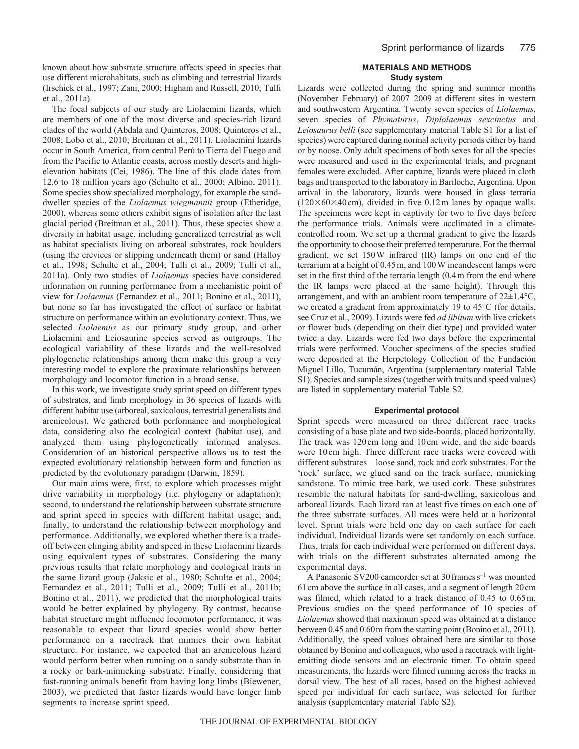known about how substrate structure affects speed in species that use different microhabitats, such as climbing and terrestrial lizards (Irschick et al., 1997; Zani, 2000; Higham and Russell, 2010; Tulli et al., 2011a).

The focal subjects of our study are Liolaemini lizards, which are members of one of the most diverse and species-rich lizard clades of the world (Abdala and Quinteros, 2008; Quinteros et al., 2008; Lobo et al., 2010; Breitman et al., 2011). Liolaemini lizards occur in South America, from central Perú to Tierra del Fuego and from the Pacific to Atlantic coasts, across mostly deserts and high-elevation habitats (Cei, 1986). The line of this clade dates from 12.6 to 18 million years ago (Schulte et al., 2000; Albino, 2011). Some species show specialized morphology, for example the sand-dweller species of the *Liolaemus wiegmannii* group (Etheridge, 2000), whereas some others exhibit signs of isolation after the last glacial period (Breitman et al., 2011). Thus, these species show a diversity in habitat usage, including generalized terrestrial as well as habitat specialists living on arboreal substrates, rock boulders (using the crevices or slipping underneath them) or sand (Halloy et al., 1998; Schulte et al., 2004; Tulli et al., 2009; Tulli et al., 2011a). Only two studies of *Liolaemus* species have considered information on running performance from a mechanistic point of view for *Liolaemus* (Fernandez et al., 2011; Bonino et al., 2011), but none so far has investigated the effect of surface or habitat structure on performance within an evolutionary context. Thus, we selected *Liolaemus* as our primary study group, and other Liolaemini and Leiosaurine species served as outgroups. The ecological variability of these lizards and the well-resolved phylogenetic relationships among them make this group a very interesting model to explore the proximate relationships between morphology and locomotor function in a broad sense.

In this work, we investigate study sprint speed on different types of substrates, and limb morphology in 36 species of lizards with different habitat use (arboreal, saxicolous, terrestrial generalists and arenicolous). We gathered both performance and morphological data, considering also the ecological context (habitat use), and analyzed them using phylogenetically informed analyses. Consideration of an historical perspective allows us to test the expected evolutionary relationship between form and function as predicted by the evolutionary paradigm (Darwin, 1859).

Our main aims were, first, to explore which processes might drive variability in morphology (i.e. phylogeny or adaptation); second, to understand the relationship between substrate structure and sprint speed in species with different habitat usage; and, finally, to understand the relationship between morphology and performance. Additionally, we explored whether there is a trade-off between clinging ability and speed in these Liolaemini lizards using equivalent types of substrates. Considering the many previous results that relate morphology and ecological traits in the same lizard group (Jaksic et al., 1980; Schulte et al., 2004; Fernandez et al., 2011; Tulli et al., 2009; Tulli et al., 2011b; Bonino et al., 2011), we predicted that the morphological traits would be better explained by phylogeny. By contrast, because habitat structure might influence locomotor performance, it was reasonable to expect that lizard species would show better performance on a racetrack that mimics their own habitat structure. For instance, we expected that an arenicolous lizard would perform better when running on a sandy substrate than in a rocky or bark-mimicking substrate. Finally, considering that fast-running animals benefit from having long limbs (Biewener, 2003), we predicted that faster lizards would have longer limb segments to increase sprint speed.

## MATERIALS AND METHODS

### Study system

Lizards were collected during the spring and summer months (November–February) of 2007–2009 at different sites in western and southwestern Argentina. Twenty seven species of *Liolaemus*, seven species of *Phymaturus*, *Diplolaemus sexcinctus* and *Leiosaurus belli* (see supplementary material Table S1 for a list of species) were captured during normal activity periods either by hand or by noose. Only adult specimens of both sexes for all the species were measured and used in the experimental trials, and pregnant females were excluded. After capture, lizards were placed in cloth bags and transported to the laboratory in Bariloche, Argentina. Upon arrival in the laboratory, lizards were housed in glass terraria (120×60×40 cm), divided in five 0.12 m lanes by opaque walls. The specimens were kept in captivity for two to five days before the performance trials. Animals were acclimated in a climate-controlled room. We set up a thermal gradient to give the lizards the opportunity to choose their preferred temperature. For the thermal gradient, we set 150 W infrared (IR) lamps on one end of the terrarium at a height of 0.45 m, and 100 W incandescent lamps were set in the first third of the terraria length (0.4 m from the end where the IR lamps were placed at the same height). Through this arrangement, and with an ambient room temperature of 22±1.4°C, we created a gradient from approximately 19 to 45°C (for details, see Cruz et al., 2009). Lizards were fed *ad libitum* with live crickets or flower buds (depending on their diet type) and provided water twice a day. Lizards were fed two days before the experimental trials were performed. Voucher specimens of the species studied were deposited at the Herpetology Collection of the Fundación Miguel Lillo, Tucumán, Argentina (supplementary material Table S1). Species and sample sizes (together with traits and speed values) are listed in supplementary material Table S2.

### Experimental protocol

Sprint speeds were measured on three different race tracks consisting of a base plate and two side-boards, placed horizontally. The track was 120 cm long and 10 cm wide, and the side boards were 10 cm high. Three different race tracks were covered with different substrates – loose sand, rock and cork substrates. For the 'rock' surface, we glued sand on the track surface, mimicking sandstone. To mimic tree bark, we used cork. These substrates resemble the natural habitats for sand-dwelling, saxicolous and arboreal lizards. Each lizard ran at least five times on each one of the three substrate surfaces. All races were held at a horizontal level. Sprint trials were held one day on each surface for each individual. Individual lizards were set randomly on each surface. Thus, trials for each individual were performed on different days, with trials on the different substrates alternated among the experimental days.

A Panasonic SV200 camcorder set at 30 frames $s^{-1}$ was mounted 61 cm above the surface in all cases, and a segment of length 20 cm was filmed, which related to a track distance of 0.45 to 0.65 m. Previous studies on the speed performance of 10 species of *Liolaemus* showed that maximum speed was obtained at a distance between 0.45 and 0.60 m from the starting point (Bonino et al., 2011). Additionally, the speed values obtained here are similar to those obtained by Bonino and colleagues, who used a racetrack with light-emitting diode sensors and an electronic timer. To obtain speed measurements, the lizards were filmed running across the tracks in dorsal view. The best of all races, based on the highest achieved speed per individual for each surface, was selected for further analysis (supplementary material Table S2).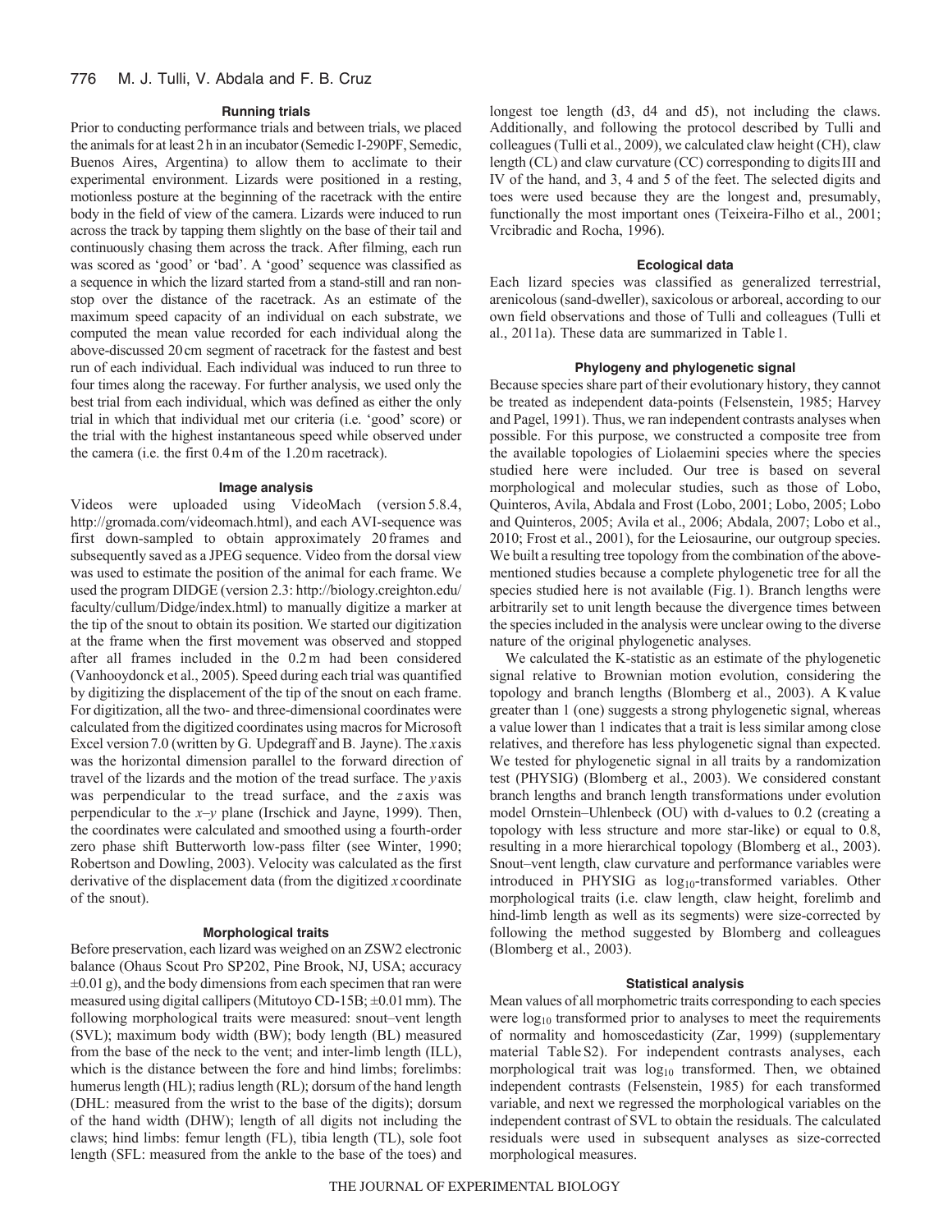### Running trials

Prior to conducting performance trials and between trials, we placed the animals for at least 2 h in an incubator (Semedic I-290PF, Semedic, Buenos Aires, Argentina) to allow them to acclimate to their experimental environment. Lizards were positioned in a resting, motionless posture at the beginning of the racetrack with the entire body in the field of view of the camera. Lizards were induced to run across the track by tapping them slightly on the base of their tail and continuously chasing them across the track. After filming, each run was scored as 'good' or 'bad'. A 'good' sequence was classified as a sequence in which the lizard started from a stand-still and ran non-stop over the distance of the racetrack. As an estimate of the maximum speed capacity of an individual on each substrate, we computed the mean value recorded for each individual along the above-discussed 20 cm segment of racetrack for the fastest and best run of each individual. Each individual was induced to run three to four times along the raceway. For further analysis, we used only the best trial from each individual, which was defined as either the only trial in which that individual met our criteria (i.e. 'good' score) or the trial with the highest instantaneous speed while observed under the camera (i.e. the first 0.4 m of the 1.20 m racetrack).

### Image analysis

Videos were uploaded using VideoMach (version 5.8.4, http://gromada.com/videomach.html), and each AVI-sequence was first down-sampled to obtain approximately 20 frames and subsequently saved as a JPEG sequence. Video from the dorsal view was used to estimate the position of the animal for each frame. We used the program DIDGE (version 2.3: http://biology.creighton.edu/faculty/cullum/Didge/index.html) to manually digitize a marker at the tip of the snout to obtain its position. We started our digitization at the frame when the first movement was observed and stopped after all frames included in the 0.2 m had been considered (Vanhooydonck et al., 2005). Speed during each trial was quantified by digitizing the displacement of the tip of the snout on each frame. For digitization, all the two- and three-dimensional coordinates were calculated from the digitized coordinates using macros for Microsoft Excel version 7.0 (written by G. Updegraff and B. Jayne). The *x* axis was the horizontal dimension parallel to the forward direction of travel of the lizards and the motion of the tread surface. The *y* axis was perpendicular to the tread surface, and the *z* axis was perpendicular to the *x*–*y* plane (Irschick and Jayne, 1999). Then, the coordinates were calculated and smoothed using a fourth-order zero phase shift Butterworth low-pass filter (see Winter, 1990; Robertson and Dowling, 2003). Velocity was calculated as the first derivative of the displacement data (from the digitized *x* coordinate of the snout).

### Morphological traits

Before preservation, each lizard was weighed on an ZSW2 electronic balance (Ohaus Scout Pro SP202, Pine Brook, NJ, USA; accuracy ±0.01 g), and the body dimensions from each specimen that ran were measured using digital callipers (Mitutoyo CD-15B; ±0.01 mm). The following morphological traits were measured: snout–vent length (SVL); maximum body width (BW); body length (BL) measured from the base of the neck to the vent; and inter-limb length (ILL), which is the distance between the fore and hind limbs; forelimbs: humerus length (HL); radius length (RL); dorsum of the hand length (DHL: measured from the wrist to the base of the digits); dorsum of the hand width (DHW); length of all digits not including the claws; hind limbs: femur length (FL), tibia length (TL), sole foot length (SFL: measured from the ankle to the base of the toes) and longest toe length (d3, d4 and d5), not including the claws. Additionally, and following the protocol described by Tulli and colleagues (Tulli et al., 2009), we calculated claw height (CH), claw length (CL) and claw curvature (CC) corresponding to digits III and IV of the hand, and 3, 4 and 5 of the feet. The selected digits and toes were used because they are the longest and, presumably, functionally the most important ones (Teixeira-Filho et al., 2001; Vrcibradic and Rocha, 1996).

### Ecological data

Each lizard species was classified as generalized terrestrial, arenicolous (sand-dweller), saxicolous or arboreal, according to our own field observations and those of Tulli and colleagues (Tulli et al., 2011a). These data are summarized in Table 1.

### Phylogeny and phylogenetic signal

Because species share part of their evolutionary history, they cannot be treated as independent data-points (Felsenstein, 1985; Harvey and Pagel, 1991). Thus, we ran independent contrasts analyses when possible. For this purpose, we constructed a composite tree from the available topologies of Liolaemini species where the species studied here were included. Our tree is based on several morphological and molecular studies, such as those of Lobo, Quinteros, Avila, Abdala and Frost (Lobo, 2001; Lobo, 2005; Lobo and Quinteros, 2005; Avila et al., 2006; Abdala, 2007; Lobo et al., 2010; Frost et al., 2001), for the Leiosaurine, our outgroup species. We built a resulting tree topology from the combination of the above-mentioned studies because a complete phylogenetic tree for all the species studied here is not available (Fig. 1). Branch lengths were arbitrarily set to unit length because the divergence times between the species included in the analysis were unclear owing to the diverse nature of the original phylogenetic analyses.

We calculated the K-statistic as an estimate of the phylogenetic signal relative to Brownian motion evolution, considering the topology and branch lengths (Blomberg et al., 2003). A K value greater than 1 (one) suggests a strong phylogenetic signal, whereas a value lower than 1 indicates that a trait is less similar among close relatives, and therefore has less phylogenetic signal than expected. We tested for phylogenetic signal in all traits by a randomization test (PHYSIG) (Blomberg et al., 2003). We considered constant branch lengths and branch length transformations under evolution model Ornstein–Uhlenbeck (OU) with d-values to 0.2 (creating a topology with less structure and more star-like) or equal to 0.8, resulting in a more hierarchical topology (Blomberg et al., 2003). Snout–vent length, claw curvature and performance variables were introduced in PHYSIG as $\log_{10}$-transformed variables. Other morphological traits (i.e. claw length, claw height, forelimb and hind-limb length as well as its segments) were size-corrected by following the method suggested by Blomberg and colleagues (Blomberg et al., 2003).

### Statistical analysis

Mean values of all morphometric traits corresponding to each species were $\log_{10}$ transformed prior to analyses to meet the requirements of normality and homoscedasticity (Zar, 1999) (supplementary material Table S2). For independent contrasts analyses, each morphological trait was $\log_{10}$ transformed. Then, we obtained independent contrasts (Felsenstein, 1985) for each transformed variable, and next we regressed the morphological variables on the independent contrast of SVL to obtain the residuals. The calculated residuals were used in subsequent analyses as size-corrected morphological measures.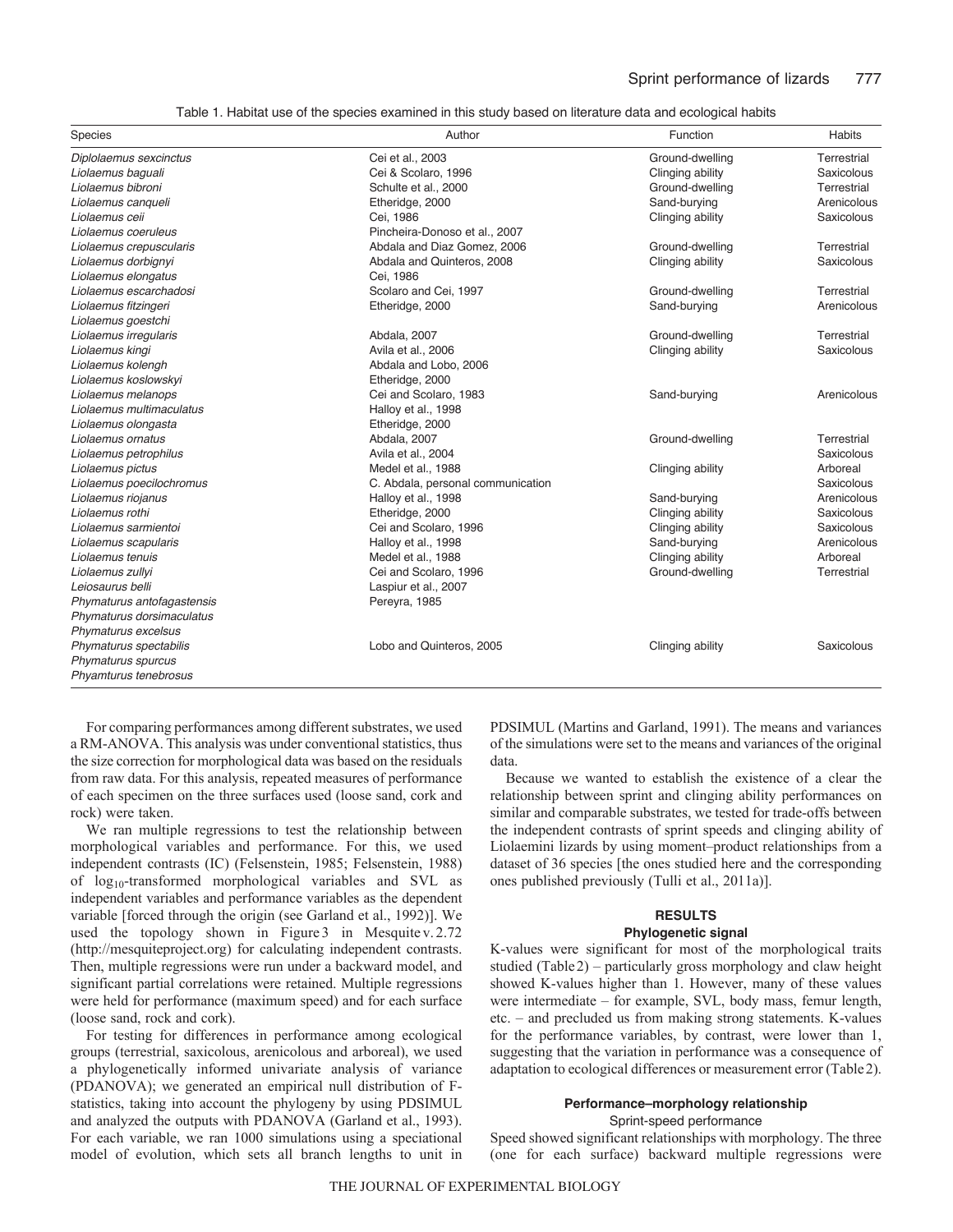Table 1. Habitat use of the species examined in this study based on literature data and ecological habits

| Species | Author | Function | Habits |
|---|---|---|---|
| *Diplolaemus sexcinctus* | Cei et al., 2003 | Ground-dwelling | Terrestrial |
| *Liolaemus baguali* | Cei & Scolaro, 1996 | Clinging ability | Saxicolous |
| *Liolaemus bibroni* | Schulte et al., 2000 | Ground-dwelling | Terrestrial |
| *Liolaemus canqueli* | Etheridge, 2000 | Sand-burying | Arenicolous |
| *Liolaemus ceii* | Cei, 1986 | Clinging ability | Saxicolous |
| *Liolaemus coeruleus* | Pincheira-Donoso et al., 2007 | | |
| *Liolaemus crepuscularis* | Abdala and Diaz Gomez, 2006 | Ground-dwelling | Terrestrial |
| *Liolaemus dorbignyi* | Abdala and Quinteros, 2008 | Clinging ability | Saxicolous |
| *Liolaemus elongatus* | Cei, 1986 | | |
| *Liolaemus escarchadosi* | Scolaro and Cei, 1997 | Ground-dwelling | Terrestrial |
| *Liolaemus fitzingeri* | Etheridge, 2000 | Sand-burying | Arenicolous |
| *Liolaemus goestchi* | | | |
| *Liolaemus irregularis* | Abdala, 2007 | Ground-dwelling | Terrestrial |
| *Liolaemus kingi* | Avila et al., 2006 | Clinging ability | Saxicolous |
| *Liolaemus kolengh* | Abdala and Lobo, 2006 | | |
| *Liolaemus koslowskyi* | Etheridge, 2000 | | |
| *Liolaemus melanops* | Cei and Scolaro, 1983 | Sand-burying | Arenicolous |
| *Liolaemus multimaculatus* | Halloy et al., 1998 | | |
| *Liolaemus olongasta* | Etheridge, 2000 | | |
| *Liolaemus ornatus* | Abdala, 2007 | Ground-dwelling | Terrestrial |
| *Liolaemus petrophilus* | Avila et al., 2004 | | Saxicolous |
| *Liolaemus pictus* | Medel et al., 1988 | Clinging ability | Arboreal |
| *Liolaemus poecilochromus* | C. Abdala, personal communication | | Saxicolous |
| *Liolaemus riojanus* | Halloy et al., 1998 | Sand-burying | Arenicolous |
| *Liolaemus rothi* | Etheridge, 2000 | Clinging ability | Saxicolous |
| *Liolaemus sarmientoi* | Cei and Scolaro, 1996 | Clinging ability | Saxicolous |
| *Liolaemus scapularis* | Halloy et al., 1998 | Sand-burying | Arenicolous |
| *Liolaemus tenuis* | Medel et al., 1988 | Clinging ability | Arboreal |
| *Liolaemus zullyi* | Cei and Scolaro, 1996 | Ground-dwelling | Terrestrial |
| *Leiosaurus belli* | Laspiur et al., 2007 | | |
| *Phymaturus antofagastensis* | Pereyra, 1985 | | |
| *Phymaturus dorsimaculatus* | | | |
| *Phymaturus excelsus* | | | |
| *Phymaturus spectabilis* | Lobo and Quinteros, 2005 | Clinging ability | Saxicolous |
| *Phymaturus spurcus* | | | |
| *Phyamturus tenebrosus* | | | |

For comparing performances among different substrates, we used a RM-ANOVA. This analysis was under conventional statistics, thus the size correction for morphological data was based on the residuals from raw data. For this analysis, repeated measures of performance of each specimen on the three surfaces used (loose sand, cork and rock) were taken.

We ran multiple regressions to test the relationship between morphological variables and performance. For this, we used independent contrasts (IC) (Felsenstein, 1985; Felsenstein, 1988) of $\log_{10}$-transformed morphological variables and SVL as independent variables and performance variables as the dependent variable [forced through the origin (see Garland et al., 1992)]. We used the topology shown in Figure 3 in Mesquite v.2.72 (http://mesquiteproject.org) for calculating independent contrasts. Then, multiple regressions were run under a backward model, and significant partial correlations were retained. Multiple regressions were held for performance (maximum speed) and for each surface (loose sand, rock and cork).

For testing for differences in performance among ecological groups (terrestrial, saxicolous, arenicolous and arboreal), we used a phylogenetically informed univariate analysis of variance (PDANOVA); we generated an empirical null distribution of F-statistics, taking into account the phylogeny by using PDSIMUL and analyzed the outputs with PDANOVA (Garland et al., 1993). For each variable, we ran 1000 simulations using a speciational model of evolution, which sets all branch lengths to unit in PDSIMUL (Martins and Garland, 1991). The means and variances of the simulations were set to the means and variances of the original data.

Because we wanted to establish the existence of a clear the relationship between sprint and clinging ability performances on similar and comparable substrates, we tested for trade-offs between the independent contrasts of sprint speeds and clinging ability of Liolaemini lizards by using moment–product relationships from a dataset of 36 species [the ones studied here and the corresponding ones published previously (Tulli et al., 2011a)].

## RESULTS

### Phylogenetic signal

K-values were significant for most of the morphological traits studied (Table 2) – particularly gross morphology and claw height showed K-values higher than 1. However, many of these values were intermediate – for example, SVL, body mass, femur length, etc. – and precluded us from making strong statements. K-values for the performance variables, by contrast, were lower than 1, suggesting that the variation in performance was a consequence of adaptation to ecological differences or measurement error (Table 2).

### Performance–morphology relationship

#### Sprint-speed performance

Speed showed significant relationships with morphology. The three (one for each surface) backward multiple regressions were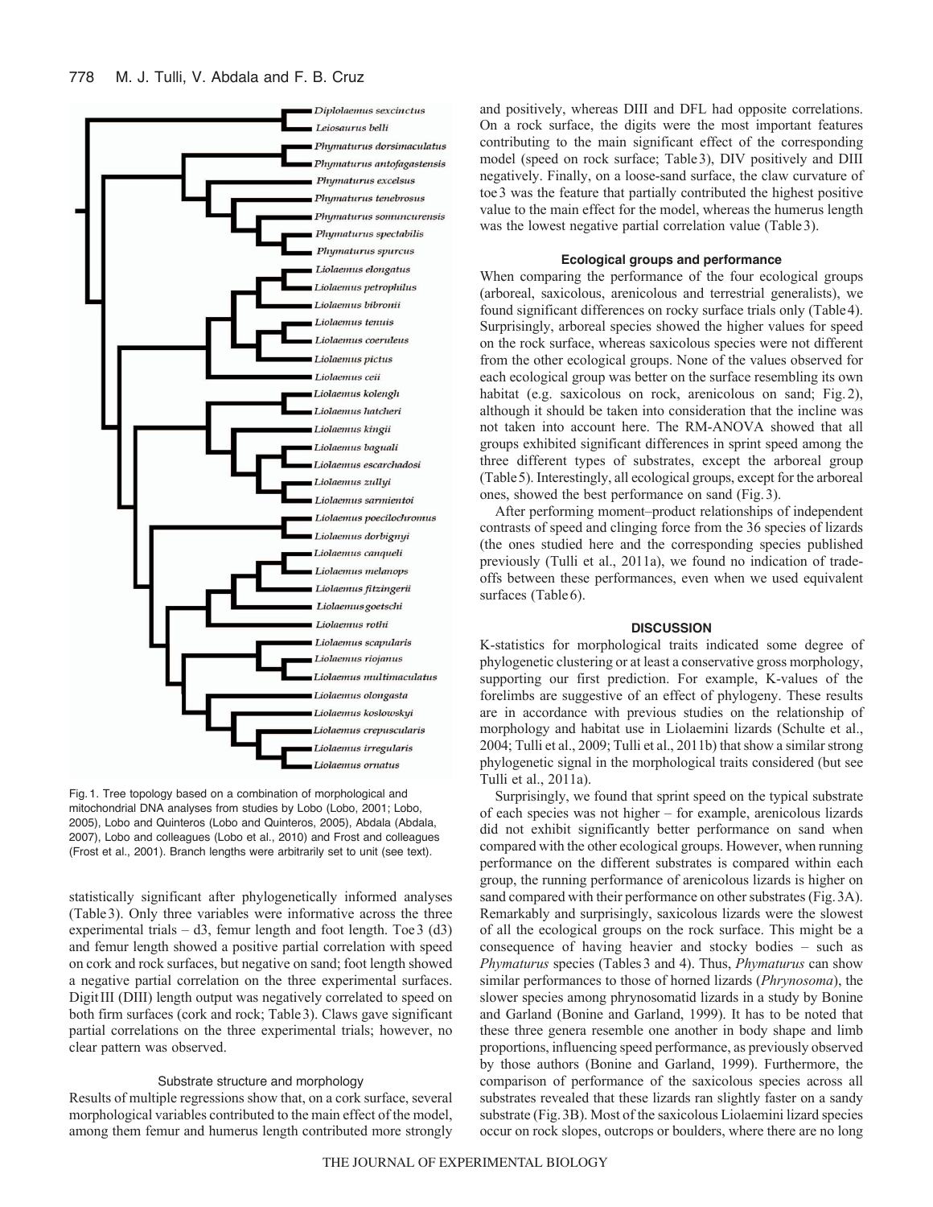Fig. 1. Tree topology based on a combination of morphological and mitochondrial DNA analyses from studies by Lobo (Lobo, 2001; Lobo, 2005), Lobo and Quinteros (Lobo and Quinteros, 2005), Abdala (Abdala, 2007), Lobo and colleagues (Lobo et al., 2010) and Frost and colleagues (Frost et al., 2001). Branch lengths were arbitrarily set to unit (see text).

statistically significant after phylogenetically informed analyses (Table 3). Only three variables were informative across the three experimental trials – d3, femur length and foot length. Toe 3 (d3) and femur length showed a positive partial correlation with speed on cork and rock surfaces, but negative on sand; foot length showed a negative partial correlation on the three experimental surfaces. Digit III (DIII) length output was negatively correlated to speed on both firm surfaces (cork and rock; Table 3). Claws gave significant partial correlations on the three experimental trials; however, no clear pattern was observed.

### Substrate structure and morphology

Results of multiple regressions show that, on a cork surface, several morphological variables contributed to the main effect of the model, among them femur and humerus length contributed more strongly and positively, whereas DIII and DFL had opposite correlations. On a rock surface, the digits were the most important features contributing to the main significant effect of the corresponding model (speed on rock surface; Table 3), DIV positively and DIII negatively. Finally, on a loose-sand surface, the claw curvature of toe 3 was the feature that partially contributed the highest positive value to the main effect for the model, whereas the humerus length was the lowest negative partial correlation value (Table 3).

### Ecological groups and performance

When comparing the performance of the four ecological groups (arboreal, saxicolous, arenicolous and terrestrial generalists), we found significant differences on rocky surface trials only (Table 4). Surprisingly, arboreal species showed the higher values for speed on the rock surface, whereas saxicolous species were not different from the other ecological groups. None of the values observed for each ecological group was better on the surface resembling its own habitat (e.g. saxicolous on rock, arenicolous on sand; Fig. 2), although it should be taken into consideration that the incline was not taken into account here. The RM-ANOVA showed that all groups exhibited significant differences in sprint speed among the three different types of substrates, except the arboreal group (Table 5). Interestingly, all ecological groups, except for the arboreal ones, showed the best performance on sand (Fig. 3).

After performing moment–product relationships of independent contrasts of speed and clinging force from the 36 species of lizards (the ones studied here and the corresponding species published previously (Tulli et al., 2011a), we found no indication of trade-offs between these performances, even when we used equivalent surfaces (Table 6).

## DISCUSSION

K-statistics for morphological traits indicated some degree of phylogenetic clustering or at least a conservative gross morphology, supporting our first prediction. For example, K-values of the forelimbs are suggestive of an effect of phylogeny. These results are in accordance with previous studies on the relationship of morphology and habitat use in Liolaemini lizards (Schulte et al., 2004; Tulli et al., 2009; Tulli et al., 2011b) that show a similar strong phylogenetic signal in the morphological traits considered (but see Tulli et al., 2011a).

Surprisingly, we found that sprint speed on the typical substrate of each species was not higher – for example, arenicolous lizards did not exhibit significantly better performance on sand when compared with the other ecological groups. However, when running performance on the different substrates is compared within each group, the running performance of arenicolous lizards is higher on sand compared with their performance on other substrates (Fig. 3A). Remarkably and surprisingly, saxicolous lizards were the slowest of all the ecological groups on the rock surface. This might be a consequence of having heavier and stocky bodies – such as *Phymaturus* species (Tables 3 and 4). Thus, *Phymaturus* can show similar performances to those of horned lizards (*Phrynosoma*), the slower species among phrynosomatid lizards in a study by Bonine and Garland (Bonine and Garland, 1999). It has to be noted that these three genera resemble one another in body shape and limb proportions, influencing speed performance, as previously observed by those authors (Bonine and Garland, 1999). Furthermore, the comparison of performance of the saxicolous species across all substrates revealed that these lizards ran slightly faster on a sandy substrate (Fig. 3B). Most of the saxicolous Liolaemini lizard species occur on rock slopes, outcrops or boulders, where there are no long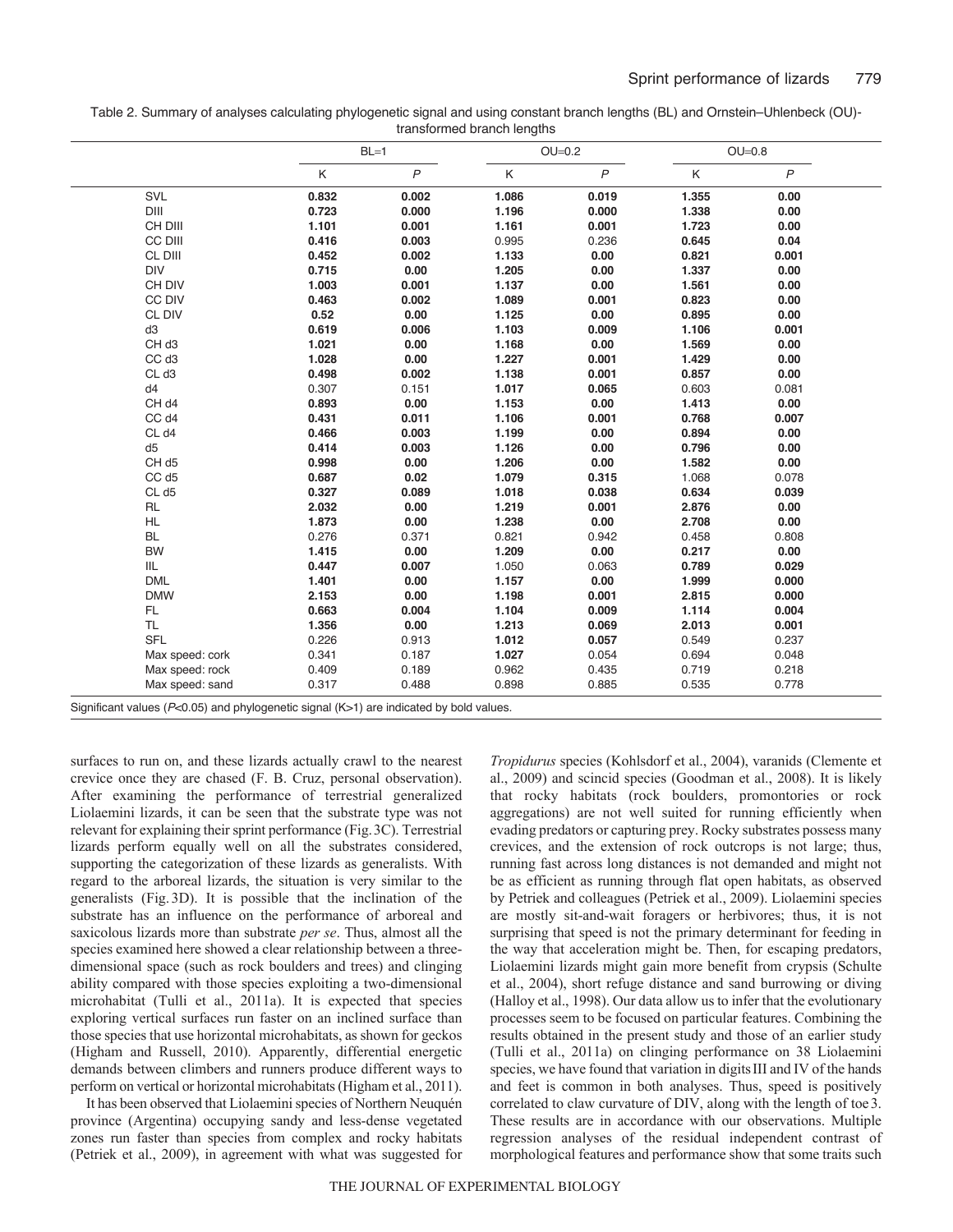Table 2. Summary of analyses calculating phylogenetic signal and using constant branch lengths (BL) and Ornstein–Uhlenbeck (OU)-transformed branch lengths

| | BL=1 | | OU=0.2 | | OU=0.8 | |
|---|---|---|---|---|---|---|
| | K | *P* | K | *P* | K | *P* |
| SVL | **0.832** | **0.002** | **1.086** | **0.019** | **1.355** | **0.00** |
| DIII | **0.723** | **0.000** | **1.196** | **0.000** | **1.338** | **0.00** |
| CH DIII | **1.101** | **0.001** | **1.161** | **0.001** | **1.723** | **0.00** |
| CC DIII | **0.416** | **0.003** | 0.995 | 0.236 | **0.645** | **0.04** |
| CL DIII | **0.452** | **0.002** | **1.133** | **0.00** | **0.821** | **0.001** |
| DIV | **0.715** | **0.00** | **1.205** | **0.00** | **1.337** | **0.00** |
| CH DIV | **1.003** | **0.001** | **1.137** | **0.00** | **1.561** | **0.00** |
| CC DIV | **0.463** | **0.002** | **1.089** | **0.001** | **0.823** | **0.00** |
| CL DIV | **0.52** | **0.00** | **1.125** | **0.00** | **0.895** | **0.00** |
| d3 | **0.619** | **0.006** | **1.103** | **0.009** | **1.106** | **0.001** |
| CH d3 | **1.021** | **0.00** | **1.168** | **0.00** | **1.569** | **0.00** |
| CC d3 | **1.028** | **0.00** | **1.227** | **0.001** | **1.429** | **0.00** |
| CL d3 | **0.498** | **0.002** | **1.138** | **0.001** | **0.857** | **0.00** |
| d4 | 0.307 | 0.151 | **1.017** | **0.065** | 0.603 | 0.081 |
| CH d4 | **0.893** | **0.00** | **1.153** | **0.00** | **1.413** | **0.00** |
| CC d4 | **0.431** | **0.011** | **1.106** | **0.001** | **0.768** | **0.007** |
| CL d4 | **0.466** | **0.003** | **1.199** | **0.00** | **0.894** | **0.00** |
| d5 | **0.414** | **0.003** | **1.126** | **0.00** | **0.796** | **0.00** |
| CH d5 | **0.998** | **0.00** | **1.206** | **0.00** | **1.582** | **0.00** |
| CC d5 | **0.687** | **0.02** | **1.079** | **0.315** | 1.068 | 0.078 |
| CL d5 | **0.327** | **0.089** | **1.018** | **0.038** | **0.634** | **0.039** |
| RL | **2.032** | **0.00** | **1.219** | **0.001** | **2.876** | **0.00** |
| HL | **1.873** | **0.00** | **1.238** | **0.00** | **2.708** | **0.00** |
| BL | 0.276 | 0.371 | 0.821 | 0.942 | 0.458 | 0.808 |
| BW | **1.415** | **0.00** | **1.209** | **0.00** | **0.217** | **0.00** |
| IIL | **0.447** | **0.007** | 1.050 | 0.063 | **0.789** | **0.029** |
| DML | **1.401** | **0.00** | **1.157** | **0.00** | **1.999** | **0.000** |
| DMW | **2.153** | **0.00** | **1.198** | **0.001** | **2.815** | **0.000** |
| FL | **0.663** | **0.004** | **1.104** | **0.009** | **1.114** | **0.004** |
| TL | **1.356** | **0.00** | **1.213** | **0.069** | **2.013** | **0.001** |
| SFL | 0.226 | 0.913 | **1.012** | **0.057** | 0.549 | 0.237 |
| Max speed: cork | 0.341 | 0.187 | **1.027** | 0.054 | 0.694 | 0.048 |
| Max speed: rock | 0.409 | 0.189 | 0.962 | 0.435 | 0.719 | 0.218 |
| Max speed: sand | 0.317 | 0.488 | 0.898 | 0.885 | 0.535 | 0.778 |

Significant values ($P$<0.05) and phylogenetic signal (K>1) are indicated by bold values.

surfaces to run on, and these lizards actually crawl to the nearest crevice once they are chased (F. B. Cruz, personal observation). After examining the performance of terrestrial generalized Liolaemini lizards, it can be seen that the substrate type was not relevant for explaining their sprint performance (Fig. 3C). Terrestrial lizards perform equally well on all the substrates considered, supporting the categorization of these lizards as generalists. With regard to the arboreal lizards, the situation is very similar to the generalists (Fig. 3D). It is possible that the inclination of the substrate has an influence on the performance of arboreal and saxicolous lizards more than substrate *per se*. Thus, almost all the species examined here showed a clear relationship between a three-dimensional space (such as rock boulders and trees) and clinging ability compared with those species exploiting a two-dimensional microhabitat (Tulli et al., 2011a). It is expected that species exploring vertical surfaces run faster on an inclined surface than those species that use horizontal microhabitats, as shown for geckos (Higham and Russell, 2010). Apparently, differential energetic demands between climbers and runners produce different ways to perform on vertical or horizontal microhabitats (Higham et al., 2011).

It has been observed that Liolaemini species of Northern Neuquén province (Argentina) occupying sandy and less-dense vegetated zones run faster than species from complex and rocky habitats (Petriek et al., 2009), in agreement with what was suggested for *Tropidurus* species (Kohlsdorf et al., 2004), varanids (Clemente et al., 2009) and scincid species (Goodman et al., 2008). It is likely that rocky habitats (rock boulders, promontories or rock aggregations) are not well suited for running efficiently when evading predators or capturing prey. Rocky substrates possess many crevices, and the extension of rock outcrops is not large; thus, running fast across long distances is not demanded and might not be as efficient as running through flat open habitats, as observed by Petriek and colleagues (Petriek et al., 2009). Liolaemini species are mostly sit-and-wait foragers or herbivores; thus, it is not surprising that speed is not the primary determinant for feeding in the way that acceleration might be. Then, for escaping predators, Liolaemini lizards might gain more benefit from crypsis (Schulte et al., 2004), short refuge distance and sand burrowing or diving (Halloy et al., 1998). Our data allow us to infer that the evolutionary processes seem to be focused on particular features. Combining the results obtained in the present study and those of an earlier study (Tulli et al., 2011a) on clinging performance on 38 Liolaemini species, we have found that variation in digits III and IV of the hands and feet is common in both analyses. Thus, speed is positively correlated to claw curvature of DIV, along with the length of toe 3. These results are in accordance with our observations. Multiple regression analyses of the residual independent contrast of morphological features and performance show that some traits such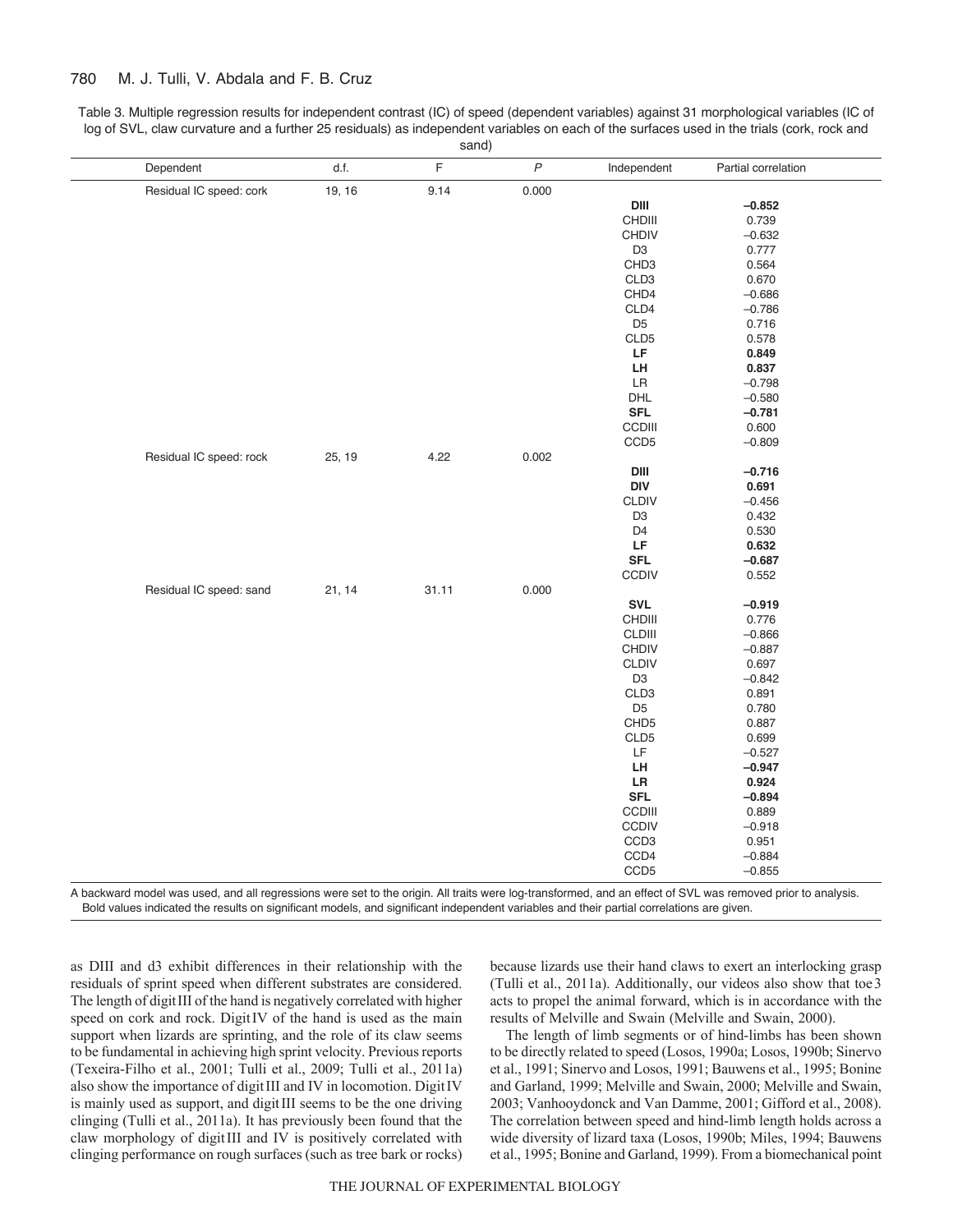Table 3. Multiple regression results for independent contrast (IC) of speed (dependent variables) against 31 morphological variables (IC of log of SVL, claw curvature and a further 25 residuals) as independent variables on each of the surfaces used in the trials (cork, rock and sand)

| Dependent | d.f. | F | *P* | Independent | Partial correlation |
|---|---|---|---|---|---|
| Residual IC speed: cork | 19, 16 | 9.14 | 0.000 | | |
| | | | | **DIII** | **–0.852** |
| | | | | CHDIII | 0.739 |
| | | | | CHDIV | –0.632 |
| | | | | D3 | 0.777 |
| | | | | CHD3 | 0.564 |
| | | | | CLD3 | 0.670 |
| | | | | CHD4 | –0.686 |
| | | | | CLD4 | –0.786 |
| | | | | D5 | 0.716 |
| | | | | CLD5 | 0.578 |
| | | | | **LF** | **0.849** |
| | | | | **LH** | **0.837** |
| | | | | LR | –0.798 |
| | | | | DHL | –0.580 |
| | | | | **SFL** | **–0.781** |
| | | | | CCDIII | 0.600 |
| | | | | CCD5 | –0.809 |
| Residual IC speed: rock | 25, 19 | 4.22 | 0.002 | | |
| | | | | **DIII** | **–0.716** |
| | | | | **DIV** | **0.691** |
| | | | | CLDIV | –0.456 |
| | | | | D3 | 0.432 |
| | | | | D4 | 0.530 |
| | | | | **LF** | **0.632** |
| | | | | **SFL** | **–0.687** |
| | | | | CCDIV | 0.552 |
| Residual IC speed: sand | 21, 14 | 31.11 | 0.000 | | |
| | | | | **SVL** | **–0.919** |
| | | | | CHDIII | 0.776 |
| | | | | CLDIII | –0.866 |
| | | | | CHDIV | –0.887 |
| | | | | CLDIV | 0.697 |
| | | | | D3 | –0.842 |
| | | | | CLD3 | 0.891 |
| | | | | D5 | 0.780 |
| | | | | CHD5 | 0.887 |
| | | | | CLD5 | 0.699 |
| | | | | LF | –0.527 |
| | | | | **LH** | **–0.947** |
| | | | | **LR** | **0.924** |
| | | | | **SFL** | **–0.894** |
| | | | | CCDIII | 0.889 |
| | | | | CCDIV | –0.918 |
| | | | | CCD3 | 0.951 |
| | | | | CCD4 | –0.884 |
| | | | | CCD5 | –0.855 |

A backward model was used, and all regressions were set to the origin. All traits were log-transformed, and an effect of SVL was removed prior to analysis. Bold values indicated the results on significant models, and significant independent variables and their partial correlations are given.

as DIII and d3 exhibit differences in their relationship with the residuals of sprint speed when different substrates are considered. The length of digit III of the hand is negatively correlated with higher speed on cork and rock. Digit IV of the hand is used as the main support when lizards are sprinting, and the role of its claw seems to be fundamental in achieving high sprint velocity. Previous reports (Texeira-Filho et al., 2001; Tulli et al., 2009; Tulli et al., 2011a) also show the importance of digit III and IV in locomotion. Digit IV is mainly used as support, and digit III seems to be the one driving clinging (Tulli et al., 2011a). It has previously been found that the claw morphology of digit III and IV is positively correlated with clinging performance on rough surfaces (such as tree bark or rocks) because lizards use their hand claws to exert an interlocking grasp (Tulli et al., 2011a). Additionally, our videos also show that toe 3 acts to propel the animal forward, which is in accordance with the results of Melville and Swain (Melville and Swain, 2000).

The length of limb segments or of hind-limbs has been shown to be directly related to speed (Losos, 1990a; Losos, 1990b; Sinervo et al., 1991; Sinervo and Losos, 1991; Bauwens et al., 1995; Bonine and Garland, 1999; Melville and Swain, 2000; Melville and Swain, 2003; Vanhooydonck and Van Damme, 2001; Gifford et al., 2008). The correlation between speed and hind-limb length holds across a wide diversity of lizard taxa (Losos, 1990b; Miles, 1994; Bauwens et al., 1995; Bonine and Garland, 1999). From a biomechanical point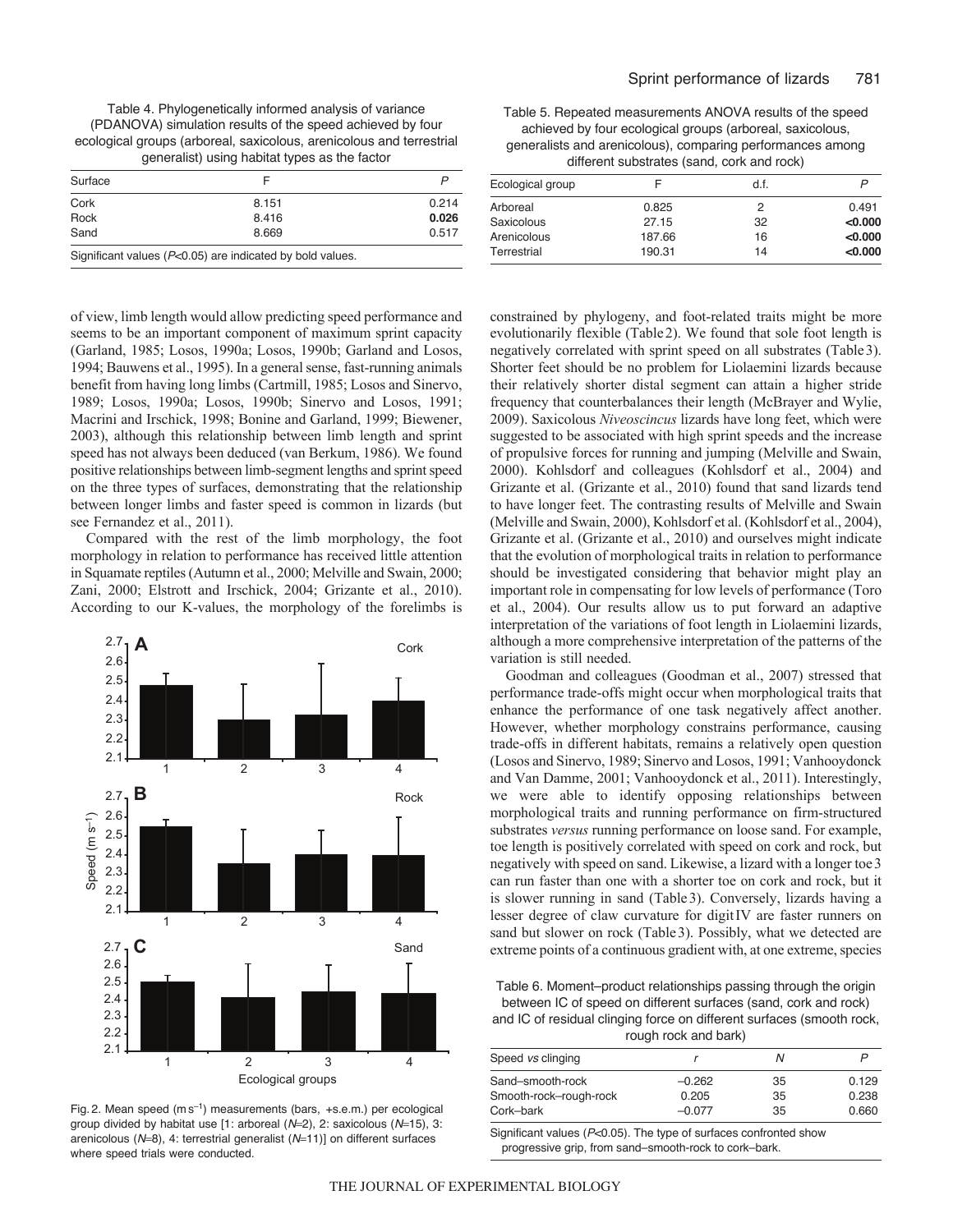Table 4. Phylogenetically informed analysis of variance (PDANOVA) simulation results of the speed achieved by four ecological groups (arboreal, saxicolous, arenicolous and terrestrial generalist) using habitat types as the factor

| Surface | F | P |
|---|---|---|
| Cork | 8.151 | 0.214 |
| Rock | 8.416 | **0.026** |
| Sand | 8.669 | 0.517 |

Significant values ($P$<0.05) are indicated by bold values.

Table 5. Repeated measurements ANOVA results of the speed achieved by four ecological groups (arboreal, saxicolous, generalists and arenicolous), comparing performances among different substrates (sand, cork and rock)

| Ecological group | F | d.f. | P |
|---|---|---|---|
| Arboreal | 0.825 | 2 | 0.491 |
| Saxicolous | 27.15 | 32 | **<0.000** |
| Arenicolous | 187.66 | 16 | **<0.000** |
| Terrestrial | 190.31 | 14 | **<0.000** |

of view, limb length would allow predicting speed performance and seems to be an important component of maximum sprint capacity (Garland, 1985; Losos, 1990a; Losos, 1990b; Garland and Losos, 1994; Bauwens et al., 1995). In a general sense, fast-running animals benefit from having long limbs (Cartmill, 1985; Losos and Sinervo, 1989; Losos, 1990a; Losos, 1990b; Sinervo and Losos, 1991; Macrini and Irschick, 1998; Bonine and Garland, 1999; Biewener, 2003), although this relationship between limb length and sprint speed has not always been deduced (van Berkum, 1986). We found positive relationships between limb-segment lengths and sprint speed on the three types of surfaces, demonstrating that the relationship between longer limbs and faster speed is common in lizards (but see Fernandez et al., 2011).

Compared with the rest of the limb morphology, the foot morphology in relation to performance has received little attention in Squamate reptiles (Autumn et al., 2000; Melville and Swain, 2000; Zani, 2000; Elstrott and Irschick, 2004; Grizante et al., 2010). According to our K-values, the morphology of the forelimbs is

Fig. 2. Mean speed (m s$^{-1}$) measurements (bars, +s.e.m.) per ecological group divided by habitat use [1: arboreal ($N$=2), 2: saxicolous ($N$=15), 3: arenicolous ($N$=8), 4: terrestrial generalist ($N$=11)] on different surfaces where speed trials were conducted.

constrained by phylogeny, and foot-related traits might be more evolutionarily flexible (Table 2). We found that sole foot length is negatively correlated with sprint speed on all substrates (Table 3). Shorter feet should be no problem for Liolaemini lizards because their relatively shorter distal segment can attain a higher stride frequency that counterbalances their length (McBrayer and Wylie, 2009). Saxicolous *Niveoscincus* lizards have long feet, which were suggested to be associated with high sprint speeds and the increase of propulsive forces for running and jumping (Melville and Swain, 2000). Kohlsdorf and colleagues (Kohlsdorf et al., 2004) and Grizante et al. (Grizante et al., 2010) found that sand lizards tend to have longer feet. The contrasting results of Melville and Swain (Melville and Swain, 2000), Kohlsdorf et al. (Kohlsdorf et al., 2004), Grizante et al. (Grizante et al., 2010) and ourselves might indicate that the evolution of morphological traits in relation to performance should be investigated considering that behavior might play an important role in compensating for low levels of performance (Toro et al., 2004). Our results allow us to put forward an adaptive interpretation of the variations of foot length in Liolaemini lizards, although a more comprehensive interpretation of the patterns of the variation is still needed.

Goodman and colleagues (Goodman et al., 2007) stressed that performance trade-offs might occur when morphological traits that enhance the performance of one task negatively affect another. However, whether morphology constrains performance, causing trade-offs in different habitats, remains a relatively open question (Losos and Sinervo, 1989; Sinervo and Losos, 1991; Vanhooydonck and Van Damme, 2001; Vanhooydonck et al., 2011). Interestingly, we were able to identify opposing relationships between morphological traits and running performance on firm-structured substrates *versus* running performance on loose sand. For example, toe length is positively correlated with speed on cork and rock, but negatively with speed on sand. Likewise, a lizard with a longer toe 3 can run faster than one with a shorter toe on cork and rock, but it is slower running in sand (Table 3). Conversely, lizards having a lesser degree of claw curvature for digit IV are faster runners on sand but slower on rock (Table 3). Possibly, what we detected are extreme points of a continuous gradient with, at one extreme, species

Table 6. Moment–product relationships passing through the origin between IC of speed on different surfaces (sand, cork and rock) and IC of residual clinging force on different surfaces (smooth rock, rough rock and bark)

| Speed *vs* clinging | r | N | P |
|---|---|---|---|
| Sand–smooth-rock | –0.262 | 35 | 0.129 |
| Smooth-rock–rough-rock | 0.205 | 35 | 0.238 |
| Cork–bark | –0.077 | 35 | 0.660 |

Significant values ($P$<0.05). The type of surfaces confronted show progressive grip, from sand–smooth-rock to cork–bark.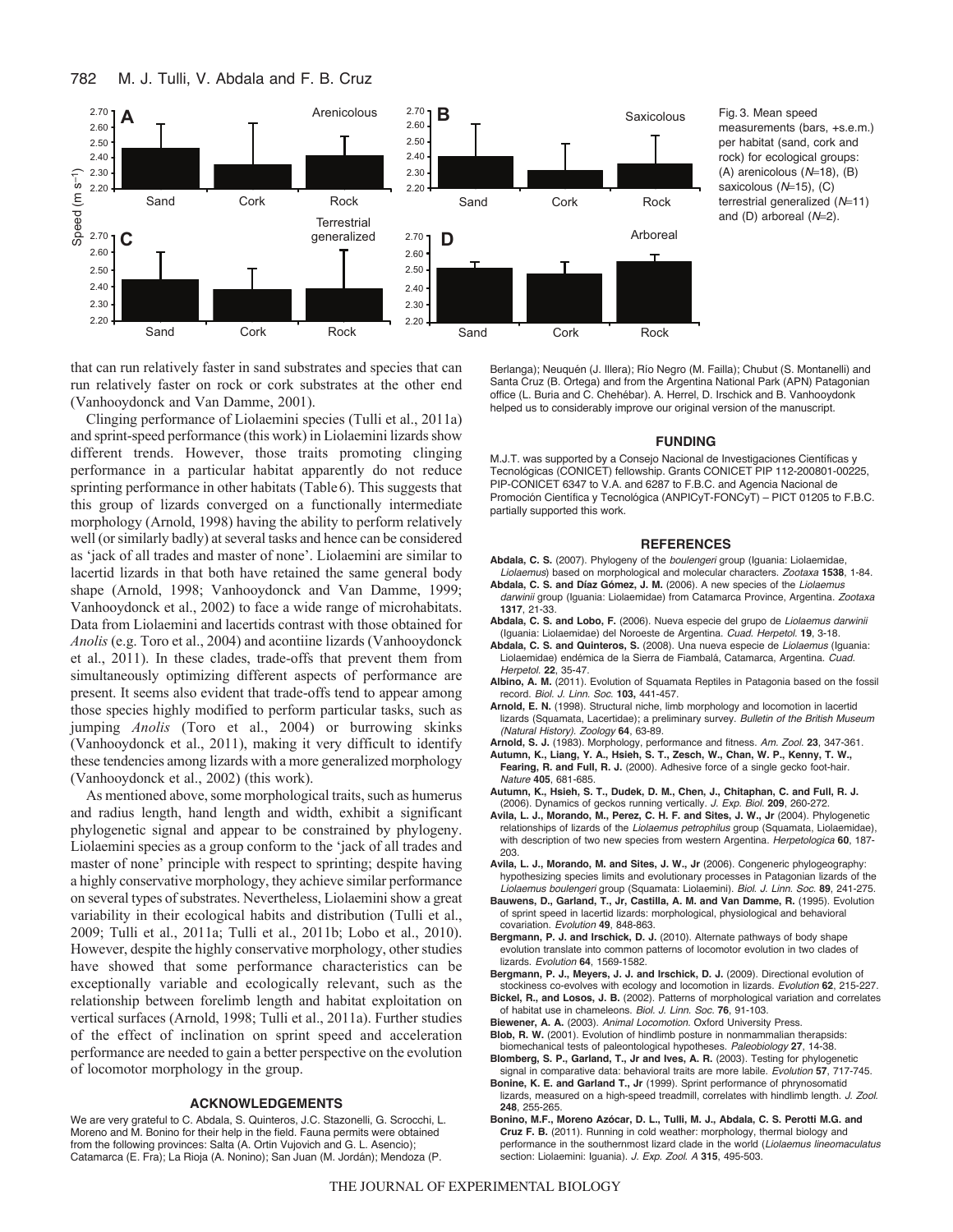Fig. 3. Mean speed measurements (bars, +s.e.m.) per habitat (sand, cork and rock) for ecological groups: (A) arenicolous ($N$=18), (B) saxicolous ($N$=15), (C) terrestrial generalized ($N$=11) and (D) arboreal ($N$=2).

that can run relatively faster in sand substrates and species that can run relatively faster on rock or cork substrates at the other end (Vanhooydonck and Van Damme, 2001).

Clinging performance of Liolaemini species (Tulli et al., 2011a) and sprint-speed performance (this work) in Liolaemini lizards show different trends. However, those traits promoting clinging performance in a particular habitat apparently do not reduce sprinting performance in other habitats (Table 6). This suggests that this group of lizards converged on a functionally intermediate morphology (Arnold, 1998) having the ability to perform relatively well (or similarly badly) at several tasks and hence can be considered as 'jack of all trades and master of none'. Liolaemini are similar to lacertid lizards in that both have retained the same general body shape (Arnold, 1998; Vanhooydonck and Van Damme, 1999; Vanhooydonck et al., 2002) to face a wide range of microhabitats. Data from Liolaemini and lacertids contrast with those obtained for *Anolis* (e.g. Toro et al., 2004) and acontiine lizards (Vanhooydonck et al., 2011). In these clades, trade-offs that prevent them from simultaneously optimizing different aspects of performance are present. It seems also evident that trade-offs tend to appear among those species highly modified to perform particular tasks, such as jumping *Anolis* (Toro et al., 2004) or burrowing skinks (Vanhooydonck et al., 2011), making it very difficult to identify these tendencies among lizards with a more generalized morphology (Vanhooydonck et al., 2002) (this work).

As mentioned above, some morphological traits, such as humerus and radius length, hand length and width, exhibit a significant phylogenetic signal and appear to be constrained by phylogeny. Liolaemini species as a group conform to the 'jack of all trades and master of none' principle with respect to sprinting; despite having a highly conservative morphology, they achieve similar performance on several types of substrates. Nevertheless, Liolaemini show a great variability in their ecological habits and distribution (Tulli et al., 2009; Tulli et al., 2011a; Tulli et al., 2011b; Lobo et al., 2010). However, despite the highly conservative morphology, other studies have showed that some performance characteristics can be exceptionally variable and ecologically relevant, such as the relationship between forelimb length and habitat exploitation on vertical surfaces (Arnold, 1998; Tulli et al., 2011a). Further studies of the effect of inclination on sprint speed and acceleration performance are needed to gain a better perspective on the evolution of locomotor morphology in the group.

## ACKNOWLEDGEMENTS

We are very grateful to C. Abdala, S. Quinteros, J.C. Stazonelli, G. Scrocchi, L. Moreno and M. Bonino for their help in the field. Fauna permits were obtained from the following provinces: Salta (A. Ortin Vujovich and G. L. Asencio); Catamarca (E. Fra); La Rioja (A. Nonino); San Juan (M. Jordán); Mendoza (P. Berlanga); Neuquén (J. Illera); Río Negro (M. Failla); Chubut (S. Montanelli) and Santa Cruz (B. Ortega) and from the Argentina National Park (APN) Patagonian office (L. Buria and C. Chehébar). A. Herrel, D. Irschick and B. Vanhooydonk helped us to considerably improve our original version of the manuscript.

## FUNDING

M.J.T. was supported by a Consejo Nacional de Investigaciones Científicas y Tecnológicas (CONICET) fellowship. Grants CONICET PIP 112-200801-00225, PIP-CONICET 6347 to V.A. and 6287 to F.B.C. and Agencia Nacional de Promoción Científica y Tecnológica (ANPICyT-FONCyT) – PICT 01205 to F.B.C. partially supported this work.

## REFERENCES

**Abdala, C. S.** (2007). Phylogeny of the *boulengeri* group (Iguania: Liolaemidae, *Liolaemus*) based on morphological and molecular characters. *Zootaxa* **1538**, 1-84.

**Abdala, C. S. and Díaz Gómez, J. M.** (2006). A new species of the *Liolaemus darwinii* group (Iguania: Liolaemidae) from Catamarca Province, Argentina. *Zootaxa* **1317**, 21-33.

**Abdala, C. S. and Lobo, F.** (2006). Nueva especie del grupo de *Liolaemus darwinii* (Iguania: Liolaemidae) del Noroeste de Argentina. *Cuad. Herpetol.* **19**, 3-18.

**Abdala, C. S. and Quinteros, S.** (2008). Una nueva especie de *Liolaemus* (Iguania: Liolaemidae) endémica de la Sierra de Fiambalá, Catamarca, Argentina. *Cuad. Herpetol.* **22**, 35-47.

**Albino, A. M.** (2011). Evolution of Squamata Reptiles in Patagonia based on the fossil record. *Biol. J. Linn. Soc.* **103,** 441-457.

**Arnold, E. N.** (1998). Structural niche, limb morphology and locomotion in lacertid lizards (Squamata, Lacertidae); a preliminary survey. *Bulletin of the British Museum (Natural History). Zoology* **64**, 63-89.

**Arnold, S. J.** (1983). Morphology, performance and fitness. *Am. Zool.* **23**, 347-361.

**Autumn, K., Liang, Y. A., Hsieh, S. T., Zesch, W., Chan, W. P., Kenny, T. W., Fearing, R. and Full, R. J.** (2000). Adhesive force of a single gecko foot-hair. *Nature* **405**, 681-685.

**Autumn, K., Hsieh, S. T., Dudek, D. M., Chen, J., Chitaphan, C. and Full, R. J.** (2006). Dynamics of geckos running vertically. *J. Exp. Biol.* **209**, 260-272.

**Avila, L. J., Morando, M., Perez, C. H. F. and Sites, J. W., Jr** (2004). Phylogenetic relationships of lizards of the *Liolaemus petrophilus* group (Squamata, Liolaemidae), with description of two new species from western Argentina. *Herpetologica* **60**, 187-203.

**Avila, L. J., Morando, M. and Sites, J. W., Jr** (2006). Congeneric phylogeography: hypothesizing species limits and evolutionary processes in Patagonian lizards of the *Liolaemus boulengeri* group (Squamata: Liolaemini). *Biol. J. Linn. Soc.* **89**, 241-275.

**Bauwens, D., Garland, T., Jr, Castilla, A. M. and Van Damme, R.** (1995). Evolution of sprint speed in lacertid lizards: morphological, physiological and behavioral covariation. *Evolution* **49**, 848-863.

**Bergmann, P. J. and Irschick, D. J.** (2010). Alternate pathways of body shape evolution translate into common patterns of locomotor evolution in two clades of lizards. *Evolution* **64**, 1569-1582.

**Bergmann, P. J., Meyers, J. J. and Irschick, D. J.** (2009). Directional evolution of stockiness co-evolves with ecology and locomotion in lizards. *Evolution* **62**, 215-227.

**Bickel, R., and Losos, J. B.** (2002). Patterns of morphological variation and correlates of habitat use in chameleons. *Biol. J. Linn. Soc.* **76**, 91-103.

**Biewener, A. A.** (2003). *Animal Locomotion.* Oxford University Press.

**Blob, R. W.** (2001). Evolution of hindlimb posture in nonmammalian therapsids: biomechanical tests of paleontological hypotheses. *Paleobiology* **27**, 14-38.

**Blomberg, S. P., Garland, T., Jr and Ives, A. R.** (2003). Testing for phylogenetic signal in comparative data: behavioral traits are more labile. *Evolution* **57**, 717-745.

**Bonine, K. E. and Garland T., Jr** (1999). Sprint performance of phrynosomatid lizards, measured on a high-speed treadmill, correlates with hindlimb length. *J. Zool.* **248**, 255-265.

**Bonino, M.F., Moreno Azócar, D. L., Tulli, M. J., Abdala, C. S. Perotti M.G. and Cruz F. B.** (2011). Running in cold weather: morphology, thermal biology and performance in the southernmost lizard clade in the world (*Liolaemus lineomaculatus* section: Liolaemini: Iguania). *J. Exp. Zool. A* **315**, 495-503.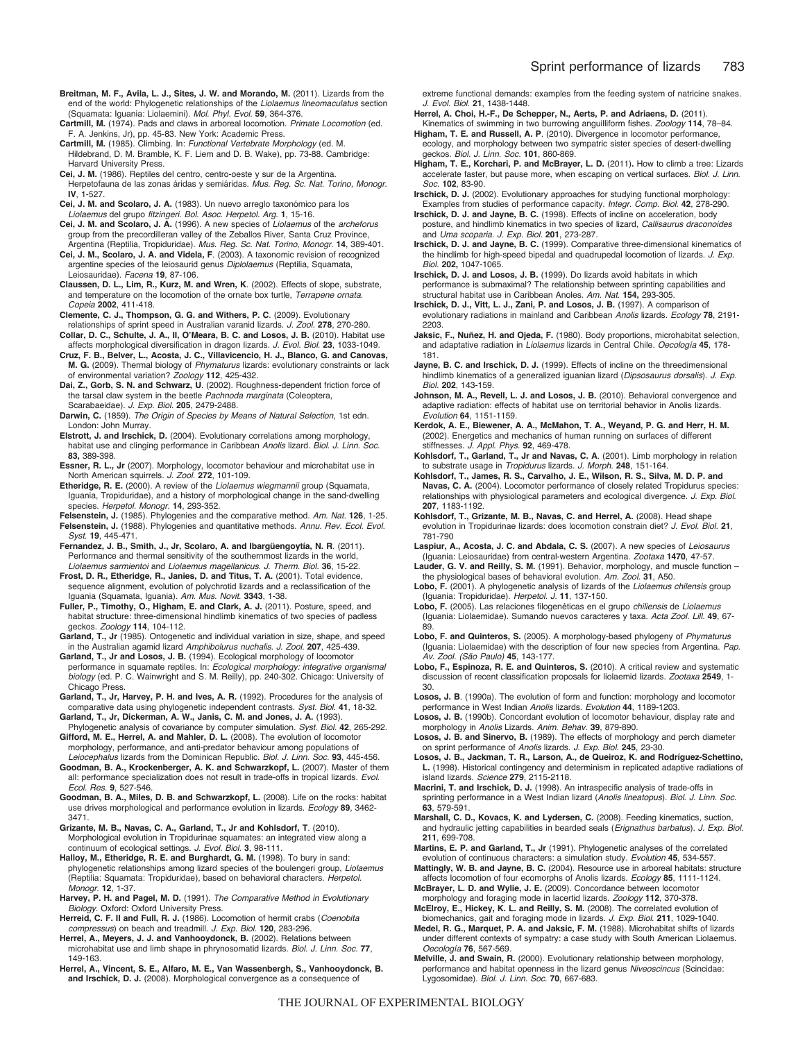**Breitman, M. F., Avila, L. J., Sites, J. W. and Morando, M.** (2011). Lizards from the end of the world: Phylogenetic relationships of the *Liolaemus lineomaculatus* section (Squamata: Iguania: Liolaemini). *Mol. Phyl. Evol.* **59**, 364-376.

**Cartmill, M.** (1974). Pads and claws in arboreal locomotion. *Primate Locomotion* (ed. F. A. Jenkins, Jr), pp. 45-83. New York: Academic Press.

**Cartmill, M.** (1985). Climbing. In: *Functional Vertebrate Morphology* (ed. M. Hildebrand, D. M. Bramble, K. F. Liem and D. B. Wake), pp. 73-88. Cambridge: Harvard University Press.

**Cei, J. M.** (1986). Reptiles del centro, centro-oeste y sur de la Argentina. Herpetofauna de las zonas áridas y semiáridas. *Mus. Reg. Sc. Nat. Torino, Monogr.* **IV**, 1-527.

**Cei, J. M. and Scolaro, J. A.** (1983). Un nuevo arreglo taxonómico para los *Liolaemus* del grupo *fitzingeri*. *Bol. Asoc. Herpetol. Arg.* **1**, 15-16.

**Cei, J. M. and Scolaro, J. A.** (1996). A new species of *Liolaemus* of the *archeforus* group from the precordilleran valley of the Zeballos River, Santa Cruz Province, Argentina (Reptilia, Tropiduridae). *Mus. Reg. Sc. Nat. Torino, Monogr.* **14**, 389-401.

**Cei, J. M., Scolaro, J. A. and Videla, F**. (2003). A taxonomic revision of recognized argentine species of the leiosaurid genus *Diplolaemus* (Reptilia, Squamata, Leiosauridae). *Facena* **19**, 87-106.

**Claussen, D. L., Lim, R., Kurz, M. and Wren, K**. (2002). Effects of slope, substrate, and temperature on the locomotion of the ornate box turtle, *Terrapene ornata*. *Copeia* **2002**, 411-418.

**Clemente, C. J., Thompson, G. G. and Withers, P. C**. (2009). Evolutionary relationships of sprint speed in Australian varanid lizards. *J. Zool.* **278**, 270-280.

**Collar, D. C., Schulte, J. A., II, O'Meara, B. C. and Losos, J. B.** (2010). Habitat use affects morphological diversification in dragon lizards. *J. Evol. Biol.* **23**, 1033-1049.

**Cruz, F. B., Belver, L., Acosta, J. C., Villavicencio, H. J., Blanco, G. and Canovas, M. G.** (2009). Thermal biology of *Phymaturus* lizards: evolutionary constraints or lack of environmental variation? *Zoology* **112**, 425-432.

**Dai, Z., Gorb, S. N. and Schwarz, U**. (2002). Roughness-dependent friction force of the tarsal claw system in the beetle *Pachnoda marginata* (Coleoptera, Scarabaeidae). *J. Exp. Biol.* **205**, 2479-2488.

**Darwin, C.** (1859). *The Origin of Species by Means of Natural Selection*, 1st edn. London: John Murray.

**Elstrott, J. and Irschick, D.** (2004). Evolutionary correlations among morphology, habitat use and clinging performance in Caribbean *Anolis* lizard. *Biol. J. Linn. Soc.* **83,** 389-398.

**Essner, R. L., Jr** (2007). Morphology, locomotor behaviour and microhabitat use in North American squirrels. *J. Zool.* **272**, 101-109.

**Etheridge, R. E.** (2000). A review of the *Liolaemus wiegmannii* group (Squamata, Iguania, Tropiduridae), and a history of morphological change in the sand-dwelling species. *Herpetol. Monogr.* **14**, 293-352.

**Felsenstein, J.** (1985). Phylogenies and the comparative method. *Am. Nat.* **126**, 1-25.

**Felsenstein, J.** (1988). Phylogenies and quantitative methods. *Annu. Rev. Ecol. Evol. Syst.* **19**, 445-471.

**Fernandez, J. B., Smith, J., Jr, Scolaro, A. and Ibargüengoytía, N. R**. (2011). Performance and thermal sensitivity of the southernmost lizards in the world, *Liolaemus sarmientoi* and *Liolaemus magellanicus*. *J. Therm. Biol.* **36**, 15-22.

**Frost, D. R., Etheridge, R., Janies, D. and Titus, T. A.** (2001). Total evidence, sequence alignment, evolution of polychrotid lizards and a reclassification of the Iguania (Squamata, Iguania). *Am. Mus. Novit.* **3343**, 1-38.

**Fuller, P., Timothy, O., Higham, E. and Clark, A. J.** (2011). Posture, speed, and habitat structure: three-dimensional hindlimb kinematics of two species of padless geckos. *Zoology* **114**, 104-112.

**Garland, T., Jr** (1985). Ontogenetic and individual variation in size, shape, and speed in the Australian agamid lizard *Amphibolurus nuchalis*. *J. Zool.* **207**, 425-439.

**Garland, T., Jr and Losos, J. B.** (1994). Ecological morphology of locomotor performance in squamate reptiles. In: *Ecological morphology: integrative organismal biology* (ed. P. C. Wainwright and S. M. Reilly), pp. 240-302. Chicago: University of Chicago Press.

**Garland, T., Jr, Harvey, P. H. and Ives, A. R.** (1992). Procedures for the analysis of comparative data using phylogenetic independent contrasts. *Syst. Biol.* **41**, 18-32.

**Garland, T., Jr, Dickerman, A. W., Janis, C. M. and Jones, J. A.** (1993). Phylogenetic analysis of covariance by computer simulation. *Syst. Biol.* **42**, 265-292.

**Gifford, M. E., Herrel, A. and Mahler, D. L.** (2008). The evolution of locomotor morphology, performance, and anti-predator behaviour among populations of *Leiocephalus* lizards from the Dominican Republic. *Biol. J. Linn. Soc.* **93**, 445-456.

**Goodman, B. A., Krockenberger, A. K. and Schwarzkopf, L.** (2007). Master of them all: performance specialization does not result in trade-offs in tropical lizards. *Evol. Ecol. Res.* **9**, 527-546.

**Goodman, B. A., Miles, D. B. and Schwarzkopf, L.** (2008). Life on the rocks: habitat use drives morphological and performance evolution in lizards. *Ecology* **89**, 3462-3471.

**Grizante, M. B., Navas, C. A., Garland, T., Jr and Kohlsdorf, T**. (2010). Morphological evolution in Tropidurinae squamates: an integrated view along a continuum of ecological settings. *J. Evol. Biol.* **3**, 98-111.

**Halloy, M., Etheridge, R. E. and Burghardt, G. M.** (1998). To bury in sand: phylogenetic relationships among lizard species of the boulengeri group, *Liolaemus* (Reptilia: Squamata: Tropiduridae), based on behavioral characters. *Herpetol. Monogr.* **12**, 1-37.

**Harvey, P. H. and Pagel, M. D.** (1991). *The Comparative Method in Evolutionary Biology*. Oxford: Oxford University Press.

**Herreid, C. F. II and Full, R. J.** (1986). Locomotion of hermit crabs (*Coenobita compressus*) on beach and treadmill. *J. Exp. Biol.* **120**, 283-296.

**Herrel, A., Meyers, J. J. and Vanhooydonck, B.** (2002). Relations between microhabitat use and limb shape in phrynosomatid lizards. *Biol. J. Linn. Soc.* **77**, 149-163.

**Herrel, A., Vincent, S. E., Alfaro, M. E., Van Wassenbergh, S., Vanhooydonck, B. and Irschick, D. J.** (2008). Morphological convergence as a consequence of extreme functional demands: examples from the feeding system of natricine snakes. *J. Evol. Biol.* **21**, 1438-1448.

**Herrel, A. Choi, H.-F., De Schepper, N., Aerts, P. and Adriaens, D.** (2011). Kinematics of swimming in two burrowing anguilliform fishes. *Zoology* **114**, 78–84.

**Higham, T. E. and Russell, A. P**. (2010). Divergence in locomotor performance, ecology, and morphology between two sympatric sister species of desert-dwelling geckos. *Biol. J. Linn. Soc.* **101**, 860-869.

**Higham, T. E., Korchari, P. and McBrayer, L. D.** (2011)**.** How to climb a tree: Lizards accelerate faster, but pause more, when escaping on vertical surfaces. *Biol. J. Linn. Soc.* **102**, 83-90.

**Irschick, D. J.** (2002). Evolutionary approaches for studying functional morphology: Examples from studies of performance capacity. *Integr. Comp. Biol.* **42**, 278-290.

**Irschick, D. J. and Jayne, B. C.** (1998). Effects of incline on acceleration, body posture, and hindlimb kinematics in two species of lizard, *Callisaurus draconoides* and *Uma scoparia*. *J. Exp. Biol.* **201**, 273-287.

**Irschick, D. J. and Jayne, B. C.** (1999). Comparative three-dimensional kinematics of the hindlimb for high-speed bipedal and quadrupedal locomotion of lizards. *J. Exp. Biol.* **202,** 1047-1065.

**Irschick, D. J. and Losos, J. B.** (1999). Do lizards avoid habitats in which performance is submaximal? The relationship between sprinting capabilities and structural habitat use in Caribbean Anoles. *Am. Nat.* **154,** 293-305.

**Irschick, D. J., Vitt, L. J., Zani, P. and Losos, J. B.** (1997). A comparison of evolutionary radiations in mainland and Caribbean *Anolis* lizards. *Ecology* **78**, 2191-2203.

**Jaksic, F., Nuñez, H. and Ojeda, F.** (1980). Body proportions, microhabitat selection, and adaptative radiation in *Liolaemus* lizards in Central Chile. *Oecología* **45**, 178-181.

**Jayne, B. C. and Irschick, D. J.** (1999). Effects of incline on the threedimensional hindlimb kinematics of a generalized iguanian lizard (*Dipsosaurus dorsalis*). *J. Exp. Biol.* **202**, 143-159.

**Johnson, M. A., Revell, L. J. and Losos, J. B.** (2010). Behavioral convergence and adaptive radiation: effects of habitat use on territorial behavior in Anolis lizards. *Evolution* **64**, 1151-1159.

**Kerdok, A. E., Biewener, A. A., McMahon, T. A., Weyand, P. G. and Herr, H. M.** (2002). Energetics and mechanics of human running on surfaces of different stiffnesses. *J. Appl. Phys.* **92**, 469-478.

**Kohlsdorf, T., Garland, T., Jr and Navas, C. A**. (2001). Limb morphology in relation to substrate usage in *Tropidurus* lizards. *J. Morph.* **248**, 151-164.

**Kohlsdorf, T., James, R. S., Carvalho, J. E., Wilson, R. S., Silva, M. D. P. and Navas, C. A.** (2004). Locomotor performance of closely related Tropidurus species: relationships with physiological parameters and ecological divergence. *J. Exp. Biol.* **207**, 1183-1192.

**Kohlsdorf, T., Grizante, M. B., Navas, C. and Herrel, A.** (2008). Head shape evolution in Tropidurinae lizards: does locomotion constrain diet? *J. Evol. Biol.* **21**, 781-790

**Laspiur, A., Acosta, J. C. and Abdala, C. S.** (2007). A new species of *Leiosaurus* (Iguania: Leiosauridae) from central-western Argentina. *Zootaxa* **1470**, 47-57.

**Lauder, G. V. and Reilly, S. M.** (1991). Behavior, morphology, and muscle function – the physiological bases of behavioral evolution. *Am. Zool.* **31**, A50.

**Lobo, F.** (2001). A phylogenetic analysis of lizards of the *Liolaemus chilensis* group (Iguania: Tropiduridae). *Herpetol. J.* **11**, 137-150.

**Lobo, F.** (2005). Las relaciones filogenéticas en el grupo *chiliensis* de *Liolaemus* (Iguania: Liolaemidae). Sumando nuevos caracteres y taxa. *Acta Zool. Lill.* **49**, 67-89.

**Lobo, F. and Quinteros, S.** (2005). A morphology-based phylogeny of *Phymaturus* (Iguania: Liolaemidae) with the description of four new species from Argentina. *Pap. Av. Zool. (São Paulo)* **45**, 143-177.

**Lobo, F., Espinoza, R. E. and Quinteros, S.** (2010). A critical review and systematic discussion of recent classification proposals for liolaemid lizards. *Zootaxa* **2549**, 1-30.

**Losos, J. B**. (1990a). The evolution of form and function: morphology and locomotor performance in West Indian *Anolis* lizards. *Evolution* **44**, 1189-1203.

**Losos, J. B.** (1990b). Concordant evolution of locomotor behaviour, display rate and morphology in *Anolis* Lizards. *Anim. Behav.* **39**, 879-890.

**Losos, J. B. and Sinervo, B.** (1989). The effects of morphology and perch diameter on sprint performance of *Anolis* lizards. *J. Exp. Biol.* **245**, 23-30.

**Losos, J. B., Jackman, T. R., Larson, A., de Queiroz, K. and Rodríguez-Schettino, L.** (1998). Historical contingency and determinism in replicated adaptive radiations of island lizards. *Science* **279**, 2115-2118.

**Macrini, T. and Irschick, D. J.** (1998). An intraspecific analysis of trade-offs in sprinting performance in a West Indian lizard (*Anolis lineatopus*). *Biol. J. Linn. Soc.* **63**, 579-591.

**Marshall, C. D., Kovacs, K. and Lydersen, C.** (2008). Feeding kinematics, suction, and hydraulic jetting capabilities in bearded seals (*Erignathus barbatus*). *J. Exp. Biol.* **211**, 699-708.

**Martins, E. P. and Garland, T., Jr** (1991). Phylogenetic analyses of the correlated evolution of continuous characters: a simulation study. *Evolution* **45**, 534-557.

**Mattingly, W. B. and Jayne, B. C.** (2004). Resource use in arboreal habitats: structure affects locomotion of four ecomorphs of Anolis lizards. *Ecology* **85**, 1111-1124.

**McBrayer, L. D. and Wylie, J. E.** (2009). Concordance between locomotor morphology and foraging mode in lacertid lizards. *Zoology* **112**, 370-378.

**McElroy, E., Hickey, K. L. and Reilly, S. M.** (2008). The correlated evolution of biomechanics, gait and foraging mode in lizards. *J. Exp. Biol.* **211**, 1029-1040.

**Medel, R. G., Marquet, P. A. and Jaksic, F. M.** (1988). Microhabitat shifts of lizards under different contexts of sympatry: a case study with South American Liolaemus. *Oecología* **76**, 567-569.

**Melville, J. and Swain, R.** (2000). Evolutionary relationship between morphology, performance and habitat openness in the lizard genus *Niveoscincus* (Scincidae: Lygosomidae). *Biol. J. Linn. Soc.* **70**, 667-683.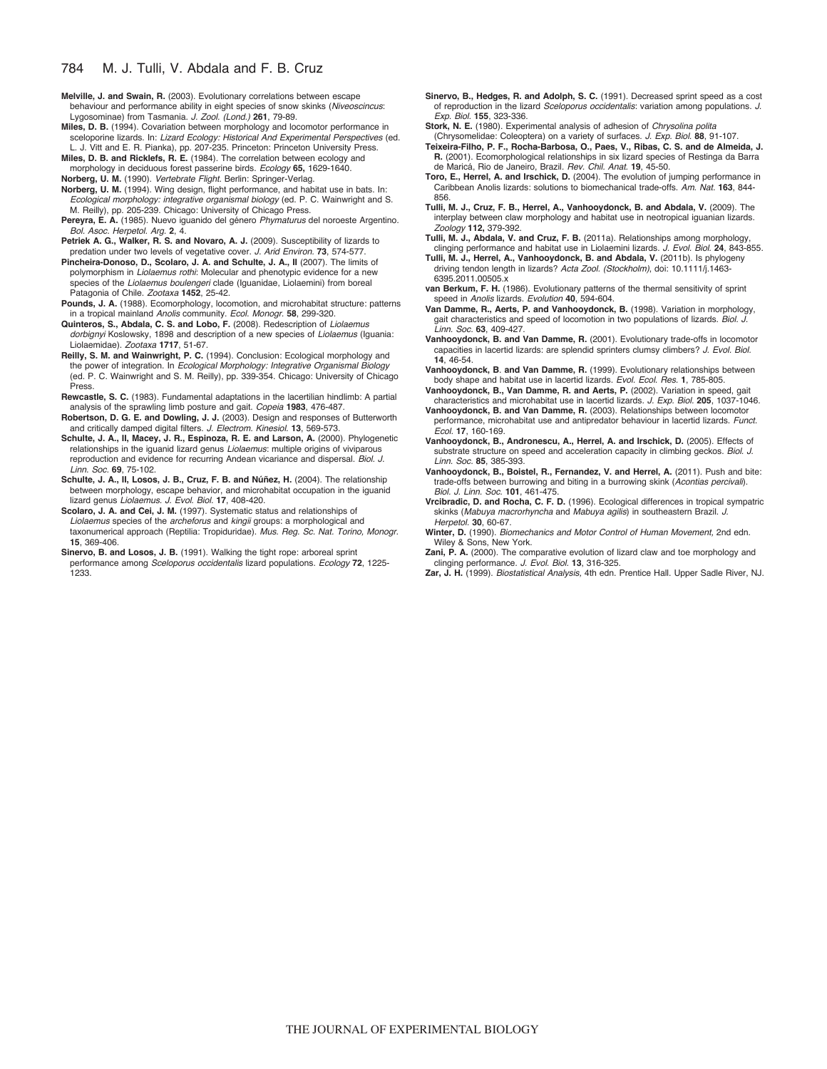**Melville, J. and Swain, R.** (2003). Evolutionary correlations between escape behaviour and performance ability in eight species of snow skinks (*Niveoscincus*: Lygosominae) from Tasmania. *J. Zool. (Lond.)* **261**, 79-89.

**Miles, D. B.** (1994). Covariation between morphology and locomotor performance in sceloporine lizards. In: *Lizard Ecology: Historical And Experimental Perspectives* (ed. L. J. Vitt and E. R. Pianka), pp. 207-235. Princeton: Princeton University Press.

**Miles, D. B. and Ricklefs, R. E.** (1984). The correlation between ecology and morphology in deciduous forest passerine birds. *Ecology* **65,** 1629-1640.

**Norberg, U. M.** (1990). *Vertebrate Flight*. Berlin: Springer-Verlag.

**Norberg, U. M.** (1994). Wing design, flight performance, and habitat use in bats. In: *Ecological morphology: integrative organismal biology* (ed. P. C. Wainwright and S. M. Reilly), pp. 205-239. Chicago: University of Chicago Press.

**Pereyra, E. A.** (1985). Nuevo iguanido del género *Phymaturus* del noroeste Argentino. *Bol. Asoc. Herpetol. Arg.* **2**, 4.

**Petriek A. G., Walker, R. S. and Novaro, A. J.** (2009). Susceptibility of lizards to predation under two levels of vegetative cover. *J. Arid Environ.* **73**, 574-577.

**Pincheira-Donoso, D., Scolaro, J. A. and Schulte, J. A., II** (2007). The limits of polymorphism in *Liolaemus rothi*: Molecular and phenotypic evidence for a new species of the *Liolaemus boulengeri* clade (Iguanidae, Liolaemini) from boreal Patagonia of Chile. *Zootaxa* **1452**, 25-42.

**Pounds, J. A.** (1988). Ecomorphology, locomotion, and microhabitat structure: patterns in a tropical mainland *Anolis* community. *Ecol. Monogr.* **58**, 299-320.

**Quinteros, S., Abdala, C. S. and Lobo, F.** (2008). Redescription of *Liolaemus dorbignyi* Koslowsky, 1898 and description of a new species of *Liolaemus* (Iguania: Liolaemidae). *Zootaxa* **1717**, 51-67.

**Reilly, S. M. and Wainwright, P. C.** (1994). Conclusion: Ecological morphology and the power of integration. In *Ecological Morphology: Integrative Organismal Biology* (ed. P. C. Wainwright and S. M. Reilly), pp. 339-354. Chicago: University of Chicago Press.

**Rewcastle, S. C.** (1983). Fundamental adaptations in the lacertilian hindlimb: A partial analysis of the sprawling limb posture and gait. *Copeia* **1983**, 476-487.

**Robertson, D. G. E. and Dowling, J. J.** (2003). Design and responses of Butterworth and critically damped digital filters. *J. Electrom. Kinesiol.* **13**, 569-573.

**Schulte, J. A., II, Macey, J. R., Espinoza, R. E. and Larson, A.** (2000). Phylogenetic relationships in the iguanid lizard genus *Liolaemus*: multiple origins of viviparous reproduction and evidence for recurring Andean vicariance and dispersal. *Biol. J. Linn. Soc.* **69**, 75-102.

**Schulte, J. A., II, Losos, J. B., Cruz, F. B. and Núñez, H.** (2004). The relationship between morphology, escape behavior, and microhabitat occupation in the iguanid lizard genus *Liolaemus*. *J. Evol. Biol.* **17**, 408-420.

**Scolaro, J. A. and Cei, J. M.** (1997). Systematic status and relationships of *Liolaemus* species of the *archeforus* and *kingii* groups: a morphological and taxonumerical approach (Reptilia: Tropiduridae). *Mus. Reg. Sc. Nat. Torino, Monogr.* **15**, 369-406.

**Sinervo, B. and Losos, J. B.** (1991). Walking the tight rope: arboreal sprint performance among *Sceloporus occidentalis* lizard populations. *Ecology* **72**, 1225-1233.

**Sinervo, B., Hedges, R. and Adolph, S. C.** (1991). Decreased sprint speed as a cost of reproduction in the lizard *Sceloporus occidentalis*: variation among populations. *J. Exp. Biol.* **155**, 323-336.

**Stork, N. E.** (1980). Experimental analysis of adhesion of *Chrysolina polita* (Chrysomelidae: Coleoptera) on a variety of surfaces. *J. Exp. Biol.* **88**, 91-107.

**Teixeira-Filho, P. F., Rocha-Barbosa, O., Paes, V., Ribas, C. S. and de Almeida, J. R.** (2001). Ecomorphological relationships in six lizard species of Restinga da Barra de Maricá, Rio de Janeiro, Brazil. *Rev. Chil. Anat.* **19**, 45-50.

**Toro, E., Herrel, A. and Irschick, D.** (2004). The evolution of jumping performance in Caribbean Anolis lizards: solutions to biomechanical trade-offs. *Am. Nat.* **163**, 844-856.

**Tulli, M. J., Cruz, F. B., Herrel, A., Vanhooydonck, B. and Abdala, V.** (2009). The interplay between claw morphology and habitat use in neotropical iguanian lizards. *Zoology* **112,** 379-392.

**Tulli, M. J., Abdala, V. and Cruz, F. B.** (2011a). Relationships among morphology, clinging performance and habitat use in Liolaemini lizards. *J. Evol. Biol.* **24**, 843-855.

**Tulli, M. J., Herrel, A., Vanhooydonck, B. and Abdala, V.** (2011b). Is phylogeny driving tendon length in lizards? *Acta Zool. (Stockholm)*, doi: 10.1111/j.1463-6395.2011.00505.x

**van Berkum, F. H.** (1986). Evolutionary patterns of the thermal sensitivity of sprint speed in *Anolis* lizards. *Evolution* **40**, 594-604.

**Van Damme, R., Aerts, P. and Vanhooydonck, B.** (1998). Variation in morphology, gait characteristics and speed of locomotion in two populations of lizards. *Biol. J. Linn. Soc.* **63**, 409-427.

**Vanhooydonck, B. and Van Damme, R.** (2001). Evolutionary trade-offs in locomotor capacities in lacertid lizards: are splendid sprinters clumsy climbers? *J. Evol. Biol.* **14**, 46-54.

**Vanhooydonck, B. and Van Damme, R.** (1999). Evolutionary relationships between body shape and habitat use in lacertid lizards. *Evol. Ecol. Res.* **1**, 785-805.

**Vanhooydonck, B., Van Damme, R. and Aerts, P.** (2002). Variation in speed, gait characteristics and microhabitat use in lacertid lizards. *J. Exp. Biol.* **205**, 1037-1046.

**Vanhooydonck, B. and Van Damme, R.** (2003). Relationships between locomotor performance, microhabitat use and antipredator behaviour in lacertid lizards. *Funct. Ecol.* **17**, 160-169.

**Vanhooydonck, B., Andronescu, A., Herrel, A. and Irschick, D.** (2005). Effects of substrate structure on speed and acceleration capacity in climbing geckos. *Biol. J. Linn. Soc.* **85**, 385-393.

**Vanhooydonck, B., Boistel, R., Fernandez, V. and Herrel, A.** (2011). Push and bite: trade-offs between burrowing and biting in a burrowing skink (*Acontias percivali*). *Biol. J. Linn. Soc.* **101**, 461-475.

**Vrcibradic, D. and Rocha, C. F. D.** (1996). Ecological differences in tropical sympatric skinks (*Mabuya macrorhyncha* and *Mabuya agilis*) in southeastern Brazil. *J. Herpetol.* **30**, 60-67.

**Winter, D.** (1990). *Biomechanics and Motor Control of Human Movement*, 2nd edn. Wiley & Sons, New York.

**Zani, P. A.** (2000). The comparative evolution of lizard claw and toe morphology and clinging performance. *J. Evol. Biol.* **13**, 316-325.

**Zar, J. H.** (1999). *Biostatistical Analysis*, 4th edn. Prentice Hall. Upper Sadle River, NJ.